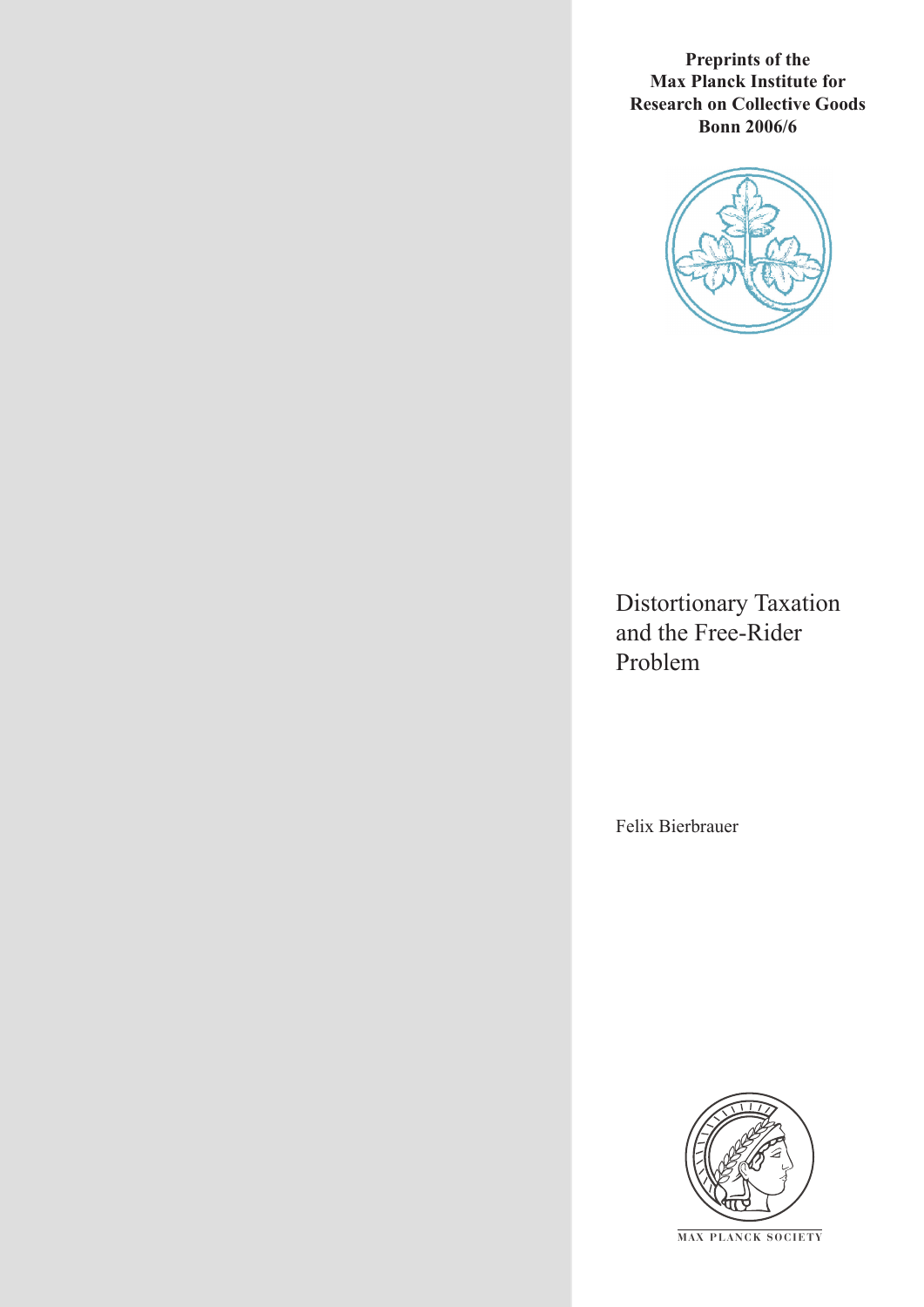**Preprints of the Max Planck Institute for Research on Collective Goods Bonn 2006/6**

# Distortionary Taxation and the Free-Rider Problem

Felix Bierbrauer

MAX PLANCK SOCIETY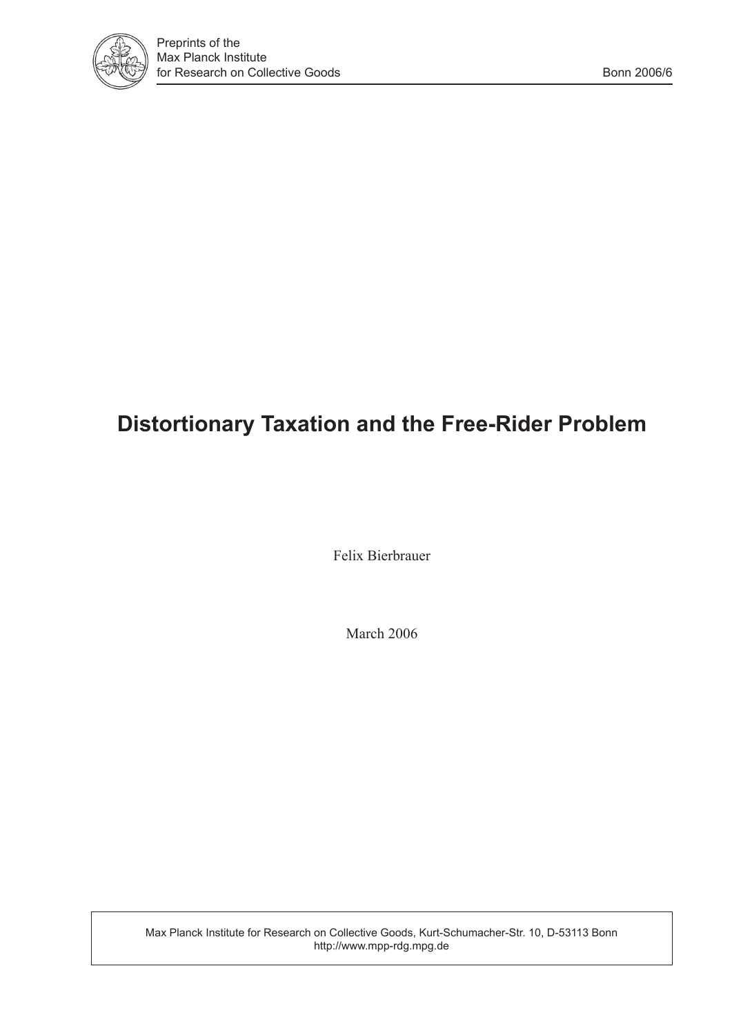Preprints of the
Max Planck Institute
for Research on Collective Goods

Bonn 2006/6

# Distortionary Taxation and the Free-Rider Problem

Felix Bierbrauer

March 2006

Max Planck Institute for Research on Collective Goods, Kurt-Schumacher-Str. 10, D-53113 Bonn
http://www.mpp-rdg.mpg.de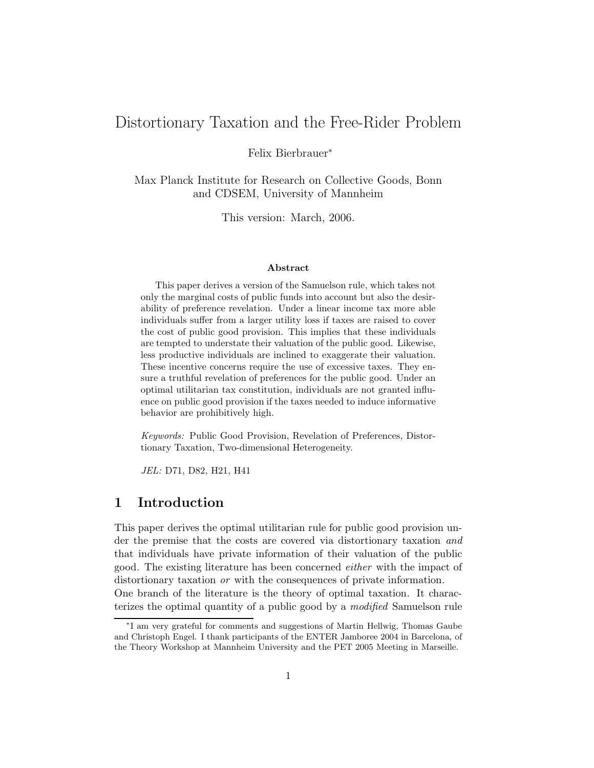# Distortionary Taxation and the Free-Rider Problem

Felix Bierbrauer*

Max Planck Institute for Research on Collective Goods, Bonn and CDSEM, University of Mannheim

This version: March, 2006.

#### Abstract

This paper derives a version of the Samuelson rule, which takes not only the marginal costs of public funds into account but also the desirability of preference revelation. Under a linear income tax more able individuals suffer from a larger utility loss if taxes are raised to cover the cost of public good provision. This implies that these individuals are tempted to understate their valuation of the public good. Likewise, less productive individuals are inclined to exaggerate their valuation. These incentive concerns require the use of excessive taxes. They ensure a truthful revelation of preferences for the public good. Under an optimal utilitarian tax constitution, individuals are not granted influence on public good provision if the taxes needed to induce informative behavior are prohibitively high.

*Keywords:* Public Good Provision, Revelation of Preferences, Distortionary Taxation, Two-dimensional Heterogeneity.

*JEL:* D71, D82, H21, H41

## 1 Introduction

This paper derives the optimal utilitarian rule for public good provision under the premise that the costs are covered via distortionary taxation *and* that individuals have private information of their valuation of the public good. The existing literature has been concerned *either* with the impact of distortionary taxation *or* with the consequences of private information.

One branch of the literature is the theory of optimal taxation. It characterizes the optimal quantity of a public good by a *modified* Samuelson rule

*I am very grateful for comments and suggestions of Martin Hellwig, Thomas Gaube and Christoph Engel. I thank participants of the ENTER Jamboree 2004 in Barcelona, of the Theory Workshop at Mannheim University and the PET 2005 Meeting in Marseille.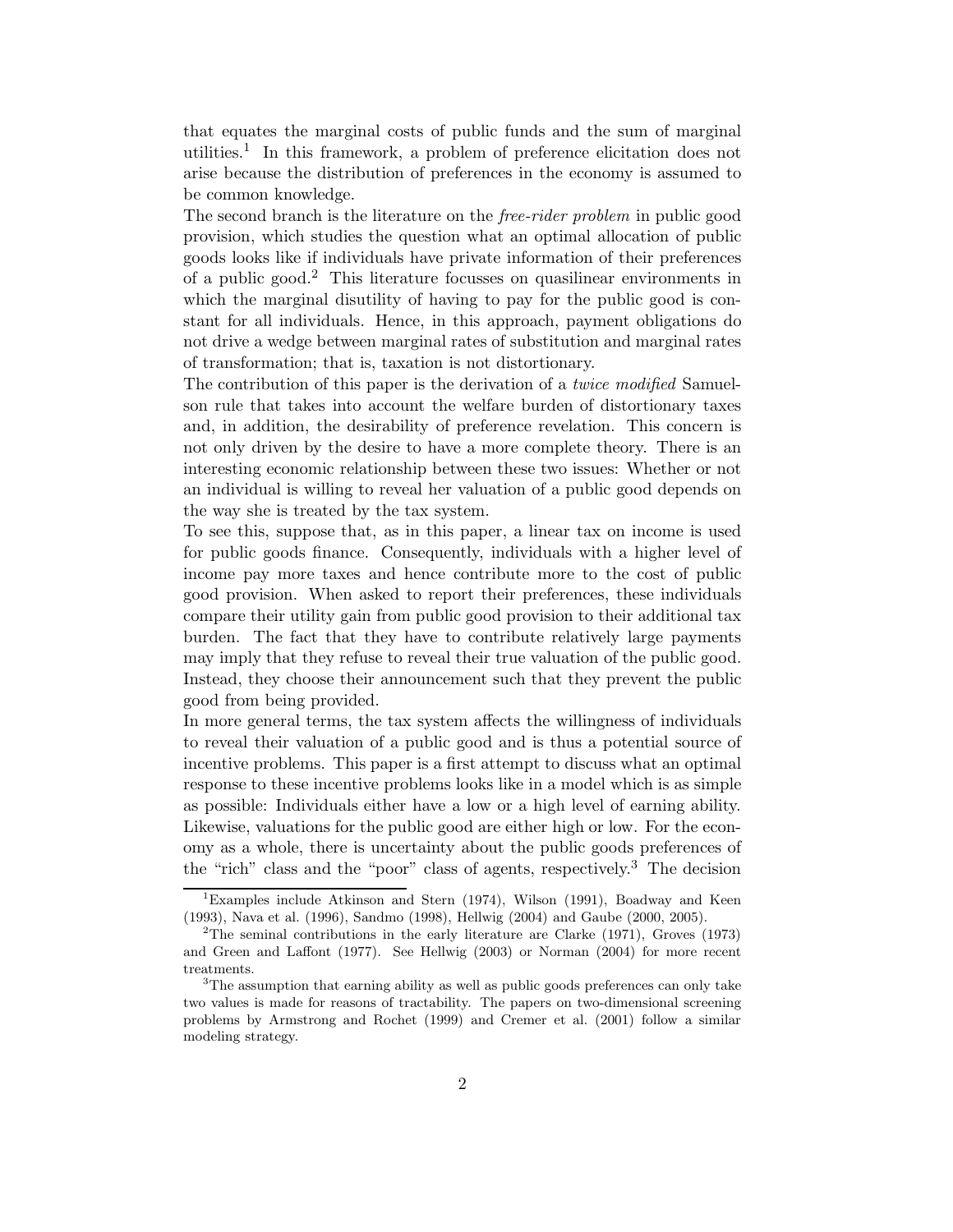that equates the marginal costs of public funds and the sum of marginal utilities.[1] In this framework, a problem of preference elicitation does not arise because the distribution of preferences in the economy is assumed to be common knowledge.

The second branch is the literature on the *free-rider problem* in public good provision, which studies the question what an optimal allocation of public goods looks like if individuals have private information of their preferences of a public good.[2] This literature focusses on quasilinear environments in which the marginal disutility of having to pay for the public good is constant for all individuals. Hence, in this approach, payment obligations do not drive a wedge between marginal rates of substitution and marginal rates of transformation; that is, taxation is not distortionary.

The contribution of this paper is the derivation of a *twice modified* Samuelson rule that takes into account the welfare burden of distortionary taxes and, in addition, the desirability of preference revelation. This concern is not only driven by the desire to have a more complete theory. There is an interesting economic relationship between these two issues: Whether or not an individual is willing to reveal her valuation of a public good depends on the way she is treated by the tax system.

To see this, suppose that, as in this paper, a linear tax on income is used for public goods finance. Consequently, individuals with a higher level of income pay more taxes and hence contribute more to the cost of public good provision. When asked to report their preferences, these individuals compare their utility gain from public good provision to their additional tax burden. The fact that they have to contribute relatively large payments may imply that they refuse to reveal their true valuation of the public good. Instead, they choose their announcement such that they prevent the public good from being provided.

In more general terms, the tax system affects the willingness of individuals to reveal their valuation of a public good and is thus a potential source of incentive problems. This paper is a first attempt to discuss what an optimal response to these incentive problems looks like in a model which is as simple as possible: Individuals either have a low or a high level of earning ability. Likewise, valuations for the public good are either high or low. For the economy as a whole, there is uncertainty about the public goods preferences of the "rich" class and the "poor" class of agents, respectively.[3] The decision

[1] Examples include Atkinson and Stern (1974), Wilson (1991), Boadway and Keen (1993), Nava et al. (1996), Sandmo (1998), Hellwig (2004) and Gaube (2000, 2005).

[2] The seminal contributions in the early literature are Clarke (1971), Groves (1973) and Green and Laffont (1977). See Hellwig (2003) or Norman (2004) for more recent treatments.

[3] The assumption that earning ability as well as public goods preferences can only take two values is made for reasons of tractability. The papers on two-dimensional screening problems by Armstrong and Rochet (1999) and Cremer et al. (2001) follow a similar modeling strategy.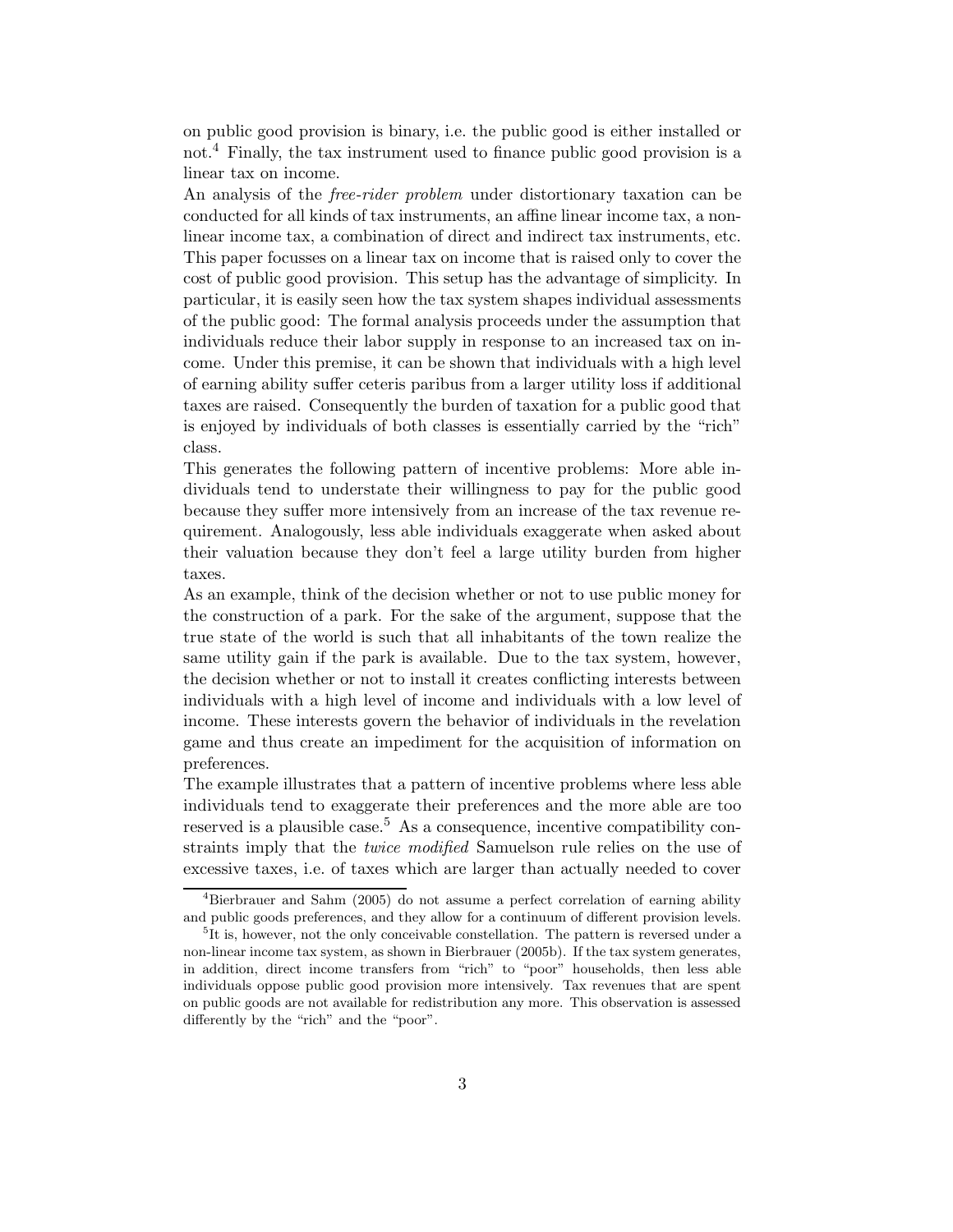on public good provision is binary, i.e. the public good is either installed or not.[4] Finally, the tax instrument used to finance public good provision is a linear tax on income.

An analysis of the *free-rider problem* under distortionary taxation can be conducted for all kinds of tax instruments, an affine linear income tax, a non-linear income tax, a combination of direct and indirect tax instruments, etc. This paper focusses on a linear tax on income that is raised only to cover the cost of public good provision. This setup has the advantage of simplicity. In particular, it is easily seen how the tax system shapes individual assessments of the public good: The formal analysis proceeds under the assumption that individuals reduce their labor supply in response to an increased tax on income. Under this premise, it can be shown that individuals with a high level of earning ability suffer ceteris paribus from a larger utility loss if additional taxes are raised. Consequently the burden of taxation for a public good that is enjoyed by individuals of both classes is essentially carried by the "rich" class.

This generates the following pattern of incentive problems: More able individuals tend to understate their willingness to pay for the public good because they suffer more intensively from an increase of the tax revenue requirement. Analogously, less able individuals exaggerate when asked about their valuation because they don't feel a large utility burden from higher taxes.

As an example, think of the decision whether or not to use public money for the construction of a park. For the sake of the argument, suppose that the true state of the world is such that all inhabitants of the town realize the same utility gain if the park is available. Due to the tax system, however, the decision whether or not to install it creates conflicting interests between individuals with a high level of income and individuals with a low level of income. These interests govern the behavior of individuals in the revelation game and thus create an impediment for the acquisition of information on preferences.

The example illustrates that a pattern of incentive problems where less able individuals tend to exaggerate their preferences and the more able are too reserved is a plausible case.[5] As a consequence, incentive compatibility constraints imply that the *twice modified* Samuelson rule relies on the use of excessive taxes, i.e. of taxes which are larger than actually needed to cover

---

[4] Bierbrauer and Sahm (2005) do not assume a perfect correlation of earning ability and public goods preferences, and they allow for a continuum of different provision levels.

[5] It is, however, not the only conceivable constellation. The pattern is reversed under a non-linear income tax system, as shown in Bierbrauer (2005b). If the tax system generates, in addition, direct income transfers from "rich" to "poor" households, then less able individuals oppose public good provision more intensively. Tax revenues that are spent on public goods are not available for redistribution any more. This observation is assessed differently by the "rich" and the "poor".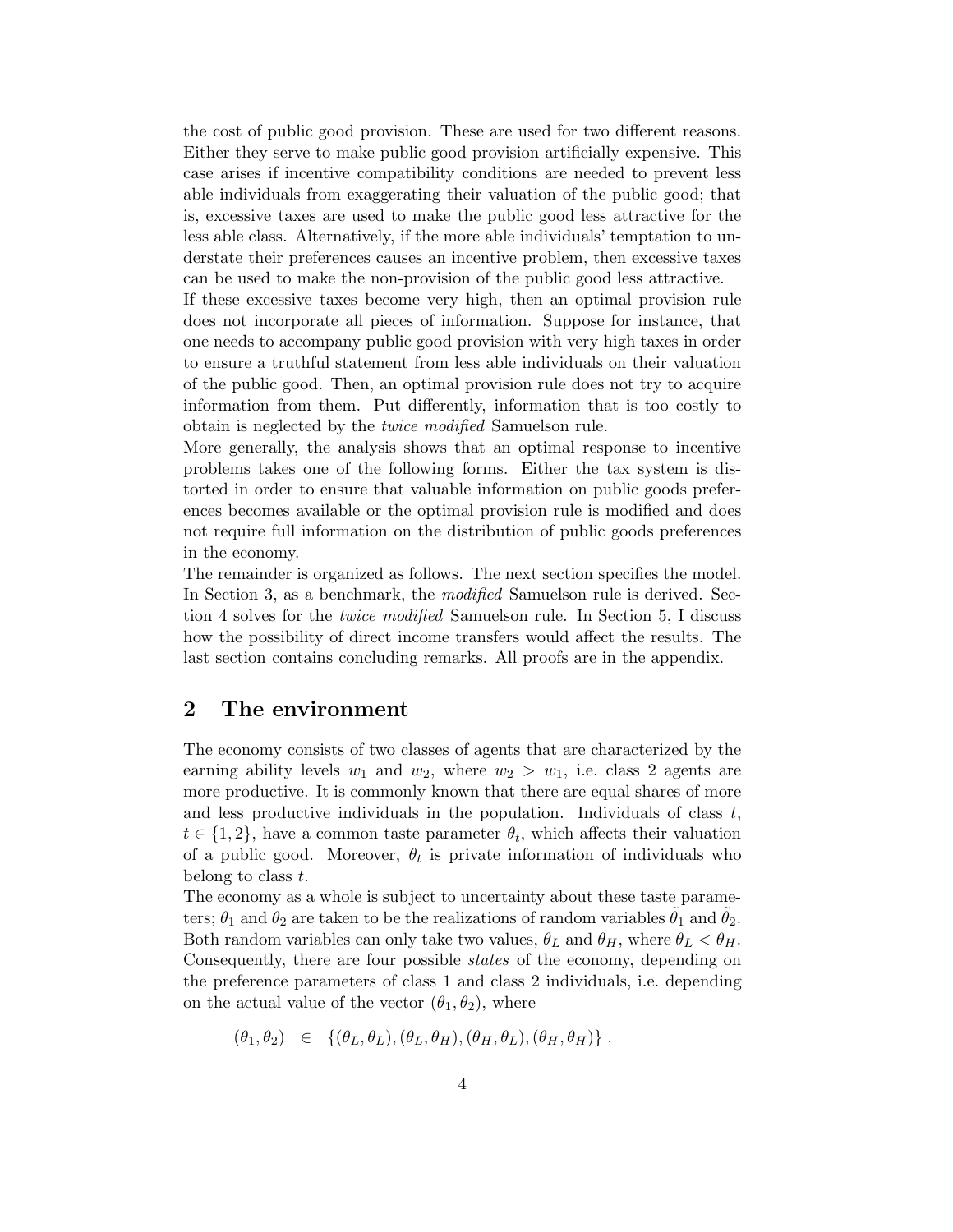the cost of public good provision. These are used for two different reasons. Either they serve to make public good provision artificially expensive. This case arises if incentive compatibility conditions are needed to prevent less able individuals from exaggerating their valuation of the public good; that is, excessive taxes are used to make the public good less attractive for the less able class. Alternatively, if the more able individuals' temptation to understate their preferences causes an incentive problem, then excessive taxes can be used to make the non-provision of the public good less attractive.

If these excessive taxes become very high, then an optimal provision rule does not incorporate all pieces of information. Suppose for instance, that one needs to accompany public good provision with very high taxes in order to ensure a truthful statement from less able individuals on their valuation of the public good. Then, an optimal provision rule does not try to acquire information from them. Put differently, information that is too costly to obtain is neglected by the *twice modified* Samuelson rule.

More generally, the analysis shows that an optimal response to incentive problems takes one of the following forms. Either the tax system is distorted in order to ensure that valuable information on public goods preferences becomes available or the optimal provision rule is modified and does not require full information on the distribution of public goods preferences in the economy.

The remainder is organized as follows. The next section specifies the model. In Section 3, as a benchmark, the *modified* Samuelson rule is derived. Section 4 solves for the *twice modified* Samuelson rule. In Section 5, I discuss how the possibility of direct income transfers would affect the results. The last section contains concluding remarks. All proofs are in the appendix.

## 2 The environment

The economy consists of two classes of agents that are characterized by the earning ability levels $w_1$ and $w_2$, where $w_2 > w_1$, i.e. class 2 agents are more productive. It is commonly known that there are equal shares of more and less productive individuals in the population. Individuals of class $t$, $t \in \{1, 2\}$, have a common taste parameter $\theta_t$, which affects their valuation of a public good. Moreover, $\theta_t$ is private information of individuals who belong to class $t$.

The economy as a whole is subject to uncertainty about these taste parameters; $\theta_1$ and $\theta_2$ are taken to be the realizations of random variables $\tilde{\theta}_1$ and $\tilde{\theta}_2$. Both random variables can only take two values, $\theta_L$ and $\theta_H$, where $\theta_L < \theta_H$. Consequently, there are four possible *states* of the economy, depending on the preference parameters of class 1 and class 2 individuals, i.e. depending on the actual value of the vector $(\theta_1, \theta_2)$, where

$$(\theta_1, \theta_2) \quad \in \quad \{(\theta_L, \theta_L), (\theta_L, \theta_H), (\theta_H, \theta_L), (\theta_H, \theta_H)\} \; .$$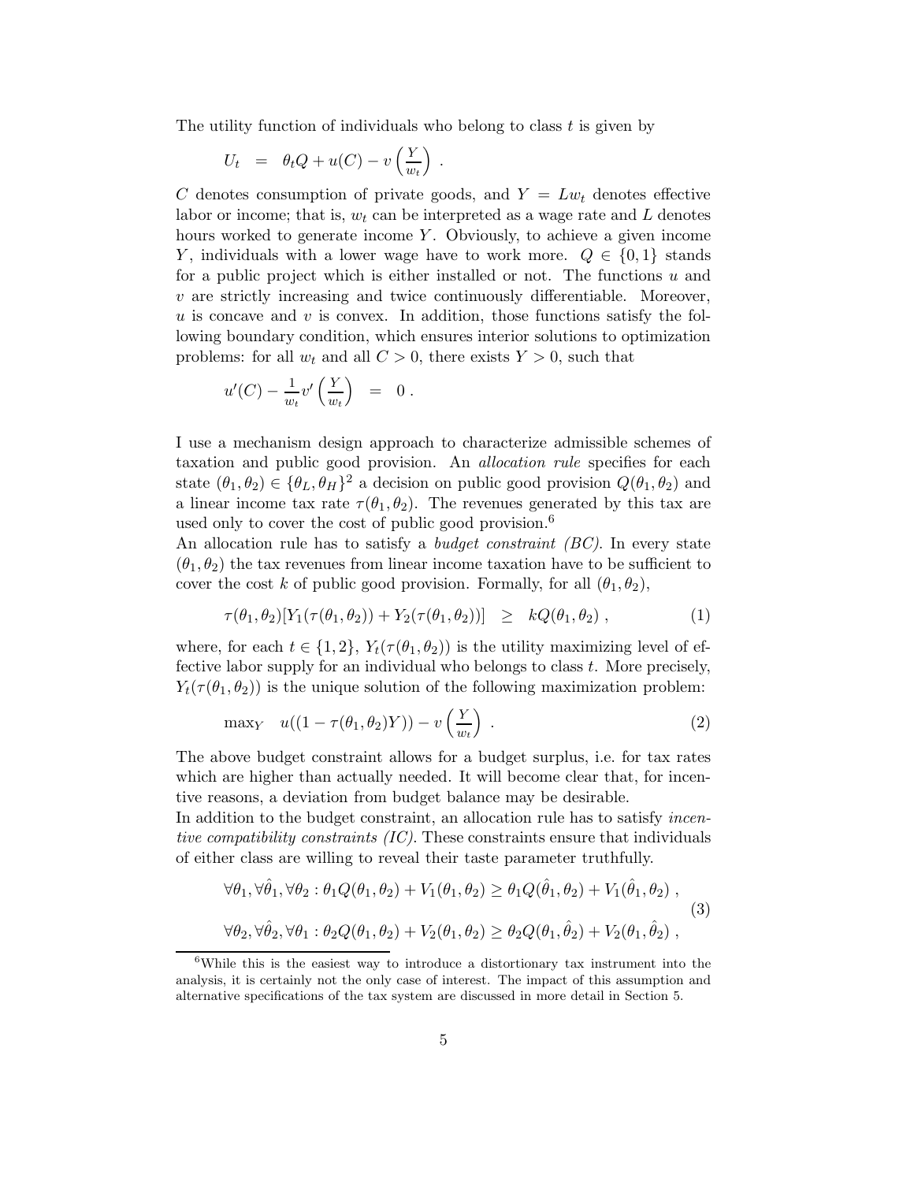The utility function of individuals who belong to class $t$ is given by

$$U_t \quad = \quad \theta_t Q + u(C) - v\left(\frac{Y}{w_t}\right) \; .$$

$C$ denotes consumption of private goods, and $Y = Lw_t$ denotes effective labor or income; that is, $w_t$ can be interpreted as a wage rate and $L$ denotes hours worked to generate income $Y$. Obviously, to achieve a given income $Y$, individuals with a lower wage have to work more. $Q \in \{0, 1\}$ stands for a public project which is either installed or not. The functions $u$ and $v$ are strictly increasing and twice continuously differentiable. Moreover, $u$ is concave and $v$ is convex. In addition, those functions satisfy the following boundary condition, which ensures interior solutions to optimization problems: for all $w_t$ and all $C > 0$, there exists $Y > 0$, such that

$$u'(C) - \frac{1}{w_t} v'\left(\frac{Y}{w_t}\right) \quad = \quad 0 \; .$$

I use a mechanism design approach to characterize admissible schemes of taxation and public good provision. An *allocation rule* specifies for each state $(\theta_1, \theta_2) \in \{\theta_L, \theta_H\}^2$ a decision on public good provision $Q(\theta_1, \theta_2)$ and a linear income tax rate $\tau(\theta_1, \theta_2)$. The revenues generated by this tax are used only to cover the cost of public good provision.[6]

An allocation rule has to satisfy a *budget constraint (BC)*. In every state $(\theta_1, \theta_2)$ the tax revenues from linear income taxation have to be sufficient to cover the cost $k$ of public good provision. Formally, for all $(\theta_1, \theta_2)$,

$$\tau(\theta_1, \theta_2)[Y_1(\tau(\theta_1, \theta_2)) + Y_2(\tau(\theta_1, \theta_2))] \quad \geq \quad kQ(\theta_1, \theta_2) \; , \tag{1}$$

where, for each $t \in \{1, 2\}$, $Y_t(\tau(\theta_1, \theta_2))$ is the utility maximizing level of effective labor supply for an individual who belongs to class $t$. More precisely, $Y_t(\tau(\theta_1, \theta_2))$ is the unique solution of the following maximization problem:

$$\max_Y \quad u((1 - \tau(\theta_1, \theta_2)Y)) - v\left(\frac{Y}{w_t}\right) \; . \tag{2}$$

The above budget constraint allows for a budget surplus, i.e. for tax rates which are higher than actually needed. It will become clear that, for incentive reasons, a deviation from budget balance may be desirable.

In addition to the budget constraint, an allocation rule has to satisfy *incentive compatibility constraints (IC)*. These constraints ensure that individuals of either class are willing to reveal their taste parameter truthfully.

$$\begin{aligned}
&\forall \theta_1, \forall \hat{\theta}_1, \forall \theta_2 : \theta_1 Q(\theta_1, \theta_2) + V_1(\theta_1, \theta_2) \geq \theta_1 Q(\hat{\theta}_1, \theta_2) + V_1(\hat{\theta}_1, \theta_2) \; , \\
&\forall \theta_2, \forall \hat{\theta}_2, \forall \theta_1 : \theta_2 Q(\theta_1, \theta_2) + V_2(\theta_1, \theta_2) \geq \theta_2 Q(\theta_1, \hat{\theta}_2) + V_2(\theta_1, \hat{\theta}_2) \; ,
\end{aligned} \tag{3}$$

[6] While this is the easiest way to introduce a distortionary tax instrument into the analysis, it is certainly not the only case of interest. The impact of this assumption and alternative specifications of the tax system are discussed in more detail in Section 5.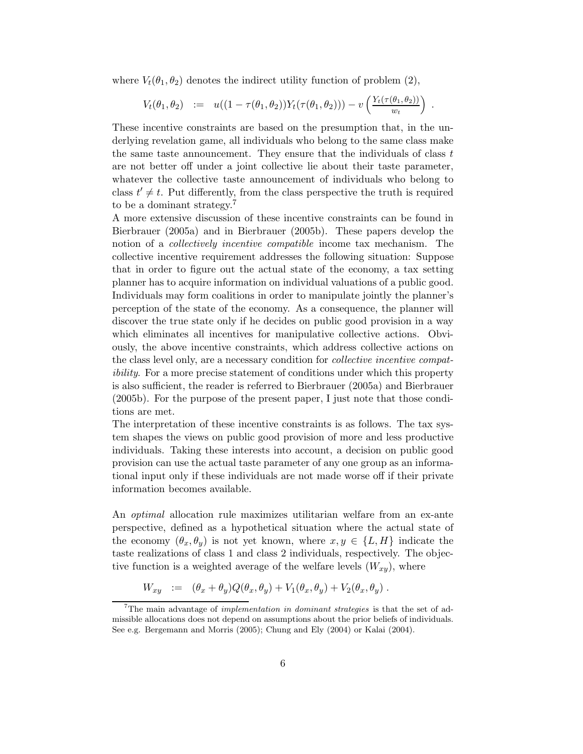where $V_t(\theta_1, \theta_2)$ denotes the indirect utility function of problem (2),

$$V_t(\theta_1, \theta_2) \ := \ u((1 - \tau(\theta_1, \theta_2))Y_t(\tau(\theta_1, \theta_2))) - v\left(\frac{Y_t(\tau(\theta_1, \theta_2))}{w_t}\right) \ .$$

These incentive constraints are based on the presumption that, in the underlying revelation game, all individuals who belong to the same class make the same taste announcement. They ensure that the individuals of class $t$ are not better off under a joint collective lie about their taste parameter, whatever the collective taste announcement of individuals who belong to class $t' \neq t$. Put differently, from the class perspective the truth is required to be a dominant strategy.[7]

A more extensive discussion of these incentive constraints can be found in Bierbrauer (2005a) and in Bierbrauer (2005b). These papers develop the notion of a *collectively incentive compatible* income tax mechanism. The collective incentive requirement addresses the following situation: Suppose that in order to figure out the actual state of the economy, a tax setting planner has to acquire information on individual valuations of a public good. Individuals may form coalitions in order to manipulate jointly the planner's perception of the state of the economy. As a consequence, the planner will discover the true state only if he decides on public good provision in a way which eliminates all incentives for manipulative collective actions. Obviously, the above incentive constraints, which address collective actions on the class level only, are a necessary condition for *collective incentive compatibility*. For a more precise statement of conditions under which this property is also sufficient, the reader is referred to Bierbrauer (2005a) and Bierbrauer (2005b). For the purpose of the present paper, I just note that those conditions are met.

The interpretation of these incentive constraints is as follows. The tax system shapes the views on public good provision of more and less productive individuals. Taking these interests into account, a decision on public good provision can use the actual taste parameter of any one group as an informational input only if these individuals are not made worse off if their private information becomes available.

An *optimal* allocation rule maximizes utilitarian welfare from an ex-ante perspective, defined as a hypothetical situation where the actual state of the economy $(\theta_x, \theta_y)$ is not yet known, where $x, y \in \{L, H\}$ indicate the taste realizations of class 1 and class 2 individuals, respectively. The objective function is a weighted average of the welfare levels $(W_{xy})$, where

$$W_{xy} \ := \ (\theta_x + \theta_y)Q(\theta_x, \theta_y) + V_1(\theta_x, \theta_y) + V_2(\theta_x, \theta_y) \ .$$

[7] The main advantage of *implementation in dominant strategies* is that the set of admissible allocations does not depend on assumptions about the prior beliefs of individuals. See e.g. Bergemann and Morris (2005); Chung and Ely (2004) or Kalai (2004).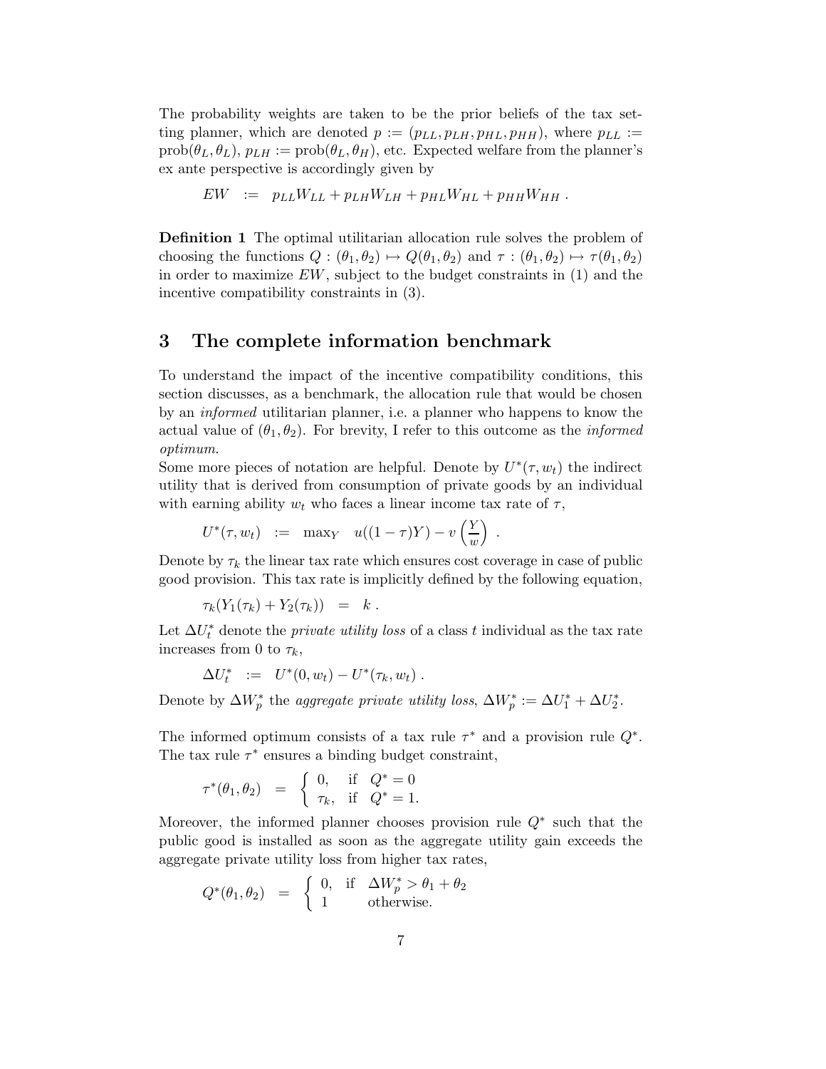The probability weights are taken to be the prior beliefs of the tax setting planner, which are denoted $p := (p_{LL}, p_{LH}, p_{HL}, p_{HH})$, where $p_{LL} := \text{prob}(\theta_L, \theta_L)$, $p_{LH} := \text{prob}(\theta_L, \theta_H)$, etc. Expected welfare from the planner's ex ante perspective is accordingly given by

$$EW \;\; := \;\; p_{LL} W_{LL} + p_{LH} W_{LH} + p_{HL} W_{HL} + p_{HH} W_{HH} \; .$$

**Definition 1** The optimal utilitarian allocation rule solves the problem of choosing the functions $Q : (\theta_1, \theta_2) \mapsto Q(\theta_1, \theta_2)$ and $\tau : (\theta_1, \theta_2) \mapsto \tau(\theta_1, \theta_2)$ in order to maximize $EW$, subject to the budget constraints in (1) and the incentive compatibility constraints in (3).

## 3 The complete information benchmark

To understand the impact of the incentive compatibility conditions, this section discusses, as a benchmark, the allocation rule that would be chosen by an *informed* utilitarian planner, i.e. a planner who happens to know the actual value of $(\theta_1, \theta_2)$. For brevity, I refer to this outcome as the *informed optimum*.

Some more pieces of notation are helpful. Denote by $U^*(\tau, w_t)$ the indirect utility that is derived from consumption of private goods by an individual with earning ability $w_t$ who faces a linear income tax rate of $\tau$,

$$U^*(\tau, w_t) \;\; := \;\; \max_Y \;\; u((1-\tau)Y) - v\left(\frac{Y}{w}\right) \; .$$

Denote by $\tau_k$ the linear tax rate which ensures cost coverage in case of public good provision. This tax rate is implicitly defined by the following equation,

$$\tau_k(Y_1(\tau_k) + Y_2(\tau_k)) \;\; = \;\; k \; .$$

Let $\Delta U_t^*$ denote the *private utility loss* of a class $t$ individual as the tax rate increases from 0 to $\tau_k$,

$$\Delta U_t^* \;\; := \;\; U^*(0, w_t) - U^*(\tau_k, w_t) \; .$$

Denote by $\Delta W_p^*$ the *aggregate private utility loss*, $\Delta W_p^* := \Delta U_1^* + \Delta U_2^*$.

The informed optimum consists of a tax rule $\tau^*$ and a provision rule $Q^*$. The tax rule $\tau^*$ ensures a binding budget constraint,

$$\tau^*(\theta_1, \theta_2) \;\; = \;\; \begin{cases} 0, & \text{if} \;\; Q^* = 0 \\ \tau_k, & \text{if} \;\; Q^* = 1. \end{cases}$$

Moreover, the informed planner chooses provision rule $Q^*$ such that the public good is installed as soon as the aggregate utility gain exceeds the aggregate private utility loss from higher tax rates,

$$Q^*(\theta_1, \theta_2) \;\; = \;\; \begin{cases} 0, & \text{if} \;\; \Delta W_p^* > \theta_1 + \theta_2 \\ 1 & \text{otherwise.} \end{cases}$$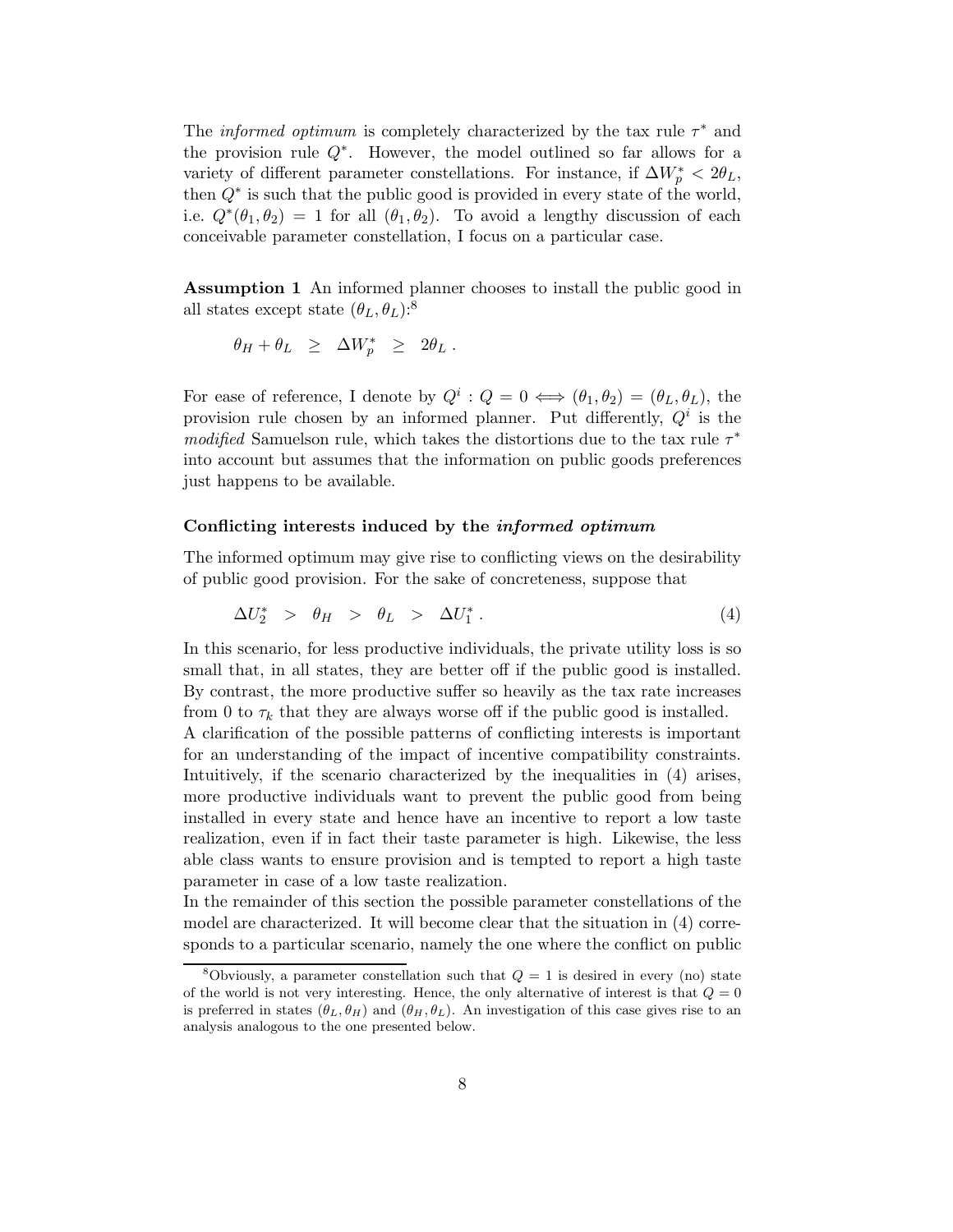The *informed optimum* is completely characterized by the tax rule $\tau^*$ and the provision rule $Q^*$. However, the model outlined so far allows for a variety of different parameter constellations. For instance, if $\Delta W_p^* < 2\theta_L$, then $Q^*$ is such that the public good is provided in every state of the world, i.e. $Q^*(\theta_1, \theta_2) = 1$ for all $(\theta_1, \theta_2)$. To avoid a lengthy discussion of each conceivable parameter constellation, I focus on a particular case.

**Assumption 1** An informed planner chooses to install the public good in all states except state $(\theta_L, \theta_L)$:[8]

$$\theta_H + \theta_L \;\; \geq \;\; \Delta W_p^* \;\; \geq \;\; 2\theta_L \; .$$

For ease of reference, I denote by $Q^i : Q = 0 \Longleftrightarrow (\theta_1, \theta_2) = (\theta_L, \theta_L)$, the provision rule chosen by an informed planner. Put differently, $Q^i$ is the *modified* Samuelson rule, which takes the distortions due to the tax rule $\tau^*$ into account but assumes that the information on public goods preferences just happens to be available.

#### Conflicting interests induced by the *informed optimum*

The informed optimum may give rise to conflicting views on the desirability of public good provision. For the sake of concreteness, suppose that

$$\Delta U_2^* \;\; > \;\; \theta_H \;\; > \;\; \theta_L \;\; > \;\; \Delta U_1^* \; . \tag{4}$$

In this scenario, for less productive individuals, the private utility loss is so small that, in all states, they are better off if the public good is installed. By contrast, the more productive suffer so heavily as the tax rate increases from 0 to $\tau_k$ that they are always worse off if the public good is installed.

A clarification of the possible patterns of conflicting interests is important for an understanding of the impact of incentive compatibility constraints. Intuitively, if the scenario characterized by the inequalities in (4) arises, more productive individuals want to prevent the public good from being installed in every state and hence have an incentive to report a low taste realization, even if in fact their taste parameter is high. Likewise, the less able class wants to ensure provision and is tempted to report a high taste parameter in case of a low taste realization.

In the remainder of this section the possible parameter constellations of the model are characterized. It will become clear that the situation in (4) corresponds to a particular scenario, namely the one where the conflict on public

[8] Obviously, a parameter constellation such that $Q = 1$ is desired in every (no) state of the world is not very interesting. Hence, the only alternative of interest is that $Q = 0$ is preferred in states $(\theta_L, \theta_H)$ and $(\theta_H, \theta_L)$. An investigation of this case gives rise to an analysis analogous to the one presented below.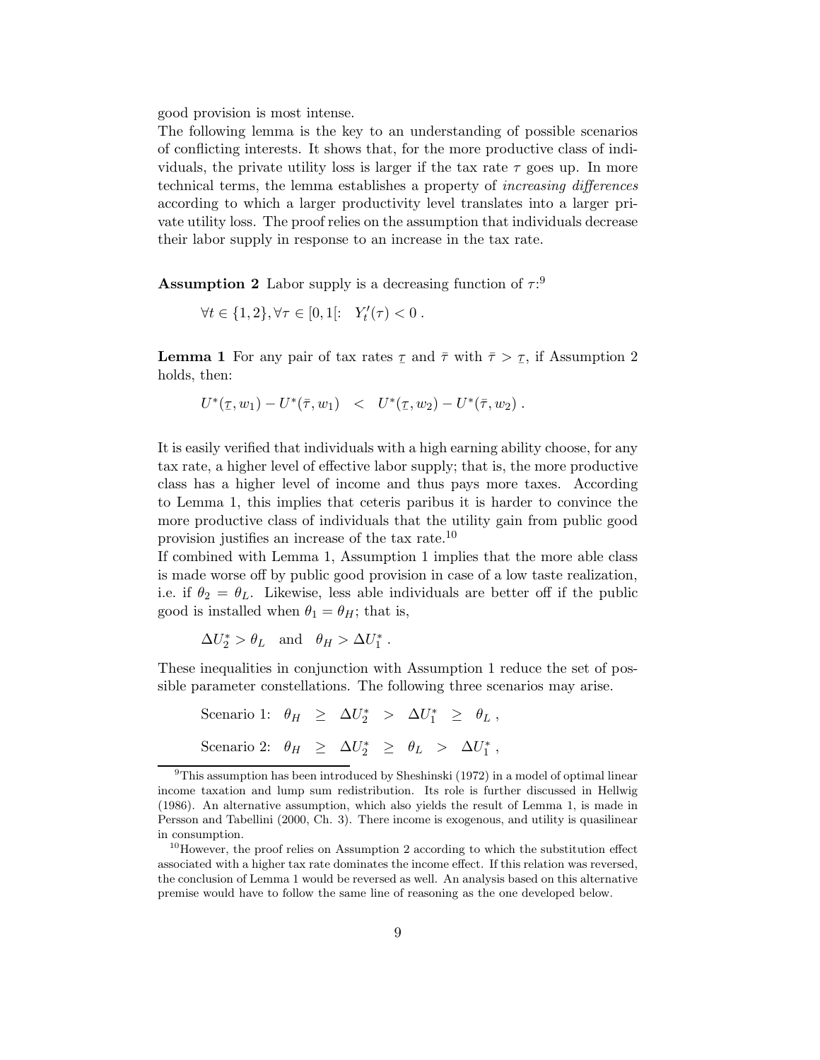good provision is most intense.

The following lemma is the key to an understanding of possible scenarios of conflicting interests. It shows that, for the more productive class of individuals, the private utility loss is larger if the tax rate $\tau$ goes up. In more technical terms, the lemma establishes a property of *increasing differences* according to which a larger productivity level translates into a larger private utility loss. The proof relies on the assumption that individuals decrease their labor supply in response to an increase in the tax rate.

**Assumption 2** Labor supply is a decreasing function of $\tau$:[9]

$$\forall t \in \{1, 2\}, \forall \tau \in [0, 1[: \quad Y_t'(\tau) < 0 \, .$$

**Lemma 1** For any pair of tax rates $\underline{\tau}$ and $\bar{\tau}$ with $\bar{\tau} > \underline{\tau}$, if Assumption 2 holds, then:

$$U^*(\underline{\tau}, w_1) - U^*(\bar{\tau}, w_1) \quad < \quad U^*(\underline{\tau}, w_2) - U^*(\bar{\tau}, w_2) \, .$$

It is easily verified that individuals with a high earning ability choose, for any tax rate, a higher level of effective labor supply; that is, the more productive class has a higher level of income and thus pays more taxes. According to Lemma 1, this implies that ceteris paribus it is harder to convince the more productive class of individuals that the utility gain from public good provision justifies an increase of the tax rate.[10]

If combined with Lemma 1, Assumption 1 implies that the more able class is made worse off by public good provision in case of a low taste realization, i.e. if $\theta_2 = \theta_L$. Likewise, less able individuals are better off if the public good is installed when $\theta_1 = \theta_H$; that is,

$$\Delta U_2^* > \theta_L \quad \text{and} \quad \theta_H > \Delta U_1^* \, .$$

These inequalities in conjunction with Assumption 1 reduce the set of possible parameter constellations. The following three scenarios may arise.

$$\text{Scenario 1:} \quad \theta_H \;\; \geq \;\; \Delta U_2^* \;\; > \;\; \Delta U_1^* \;\; \geq \;\; \theta_L \, ,$$

$$\text{Scenario 2:} \quad \theta_H \;\; \geq \;\; \Delta U_2^* \;\; \geq \;\; \theta_L \;\; > \;\; \Delta U_1^* \, ,$$

[9] This assumption has been introduced by Sheshinski (1972) in a model of optimal linear income taxation and lump sum redistribution. Its role is further discussed in Hellwig (1986). An alternative assumption, which also yields the result of Lemma 1, is made in Persson and Tabellini (2000, Ch. 3). There income is exogenous, and utility is quasilinear in consumption.

[10] However, the proof relies on Assumption 2 according to which the substitution effect associated with a higher tax rate dominates the income effect. If this relation was reversed, the conclusion of Lemma 1 would be reversed as well. An analysis based on this alternative premise would have to follow the same line of reasoning as the one developed below.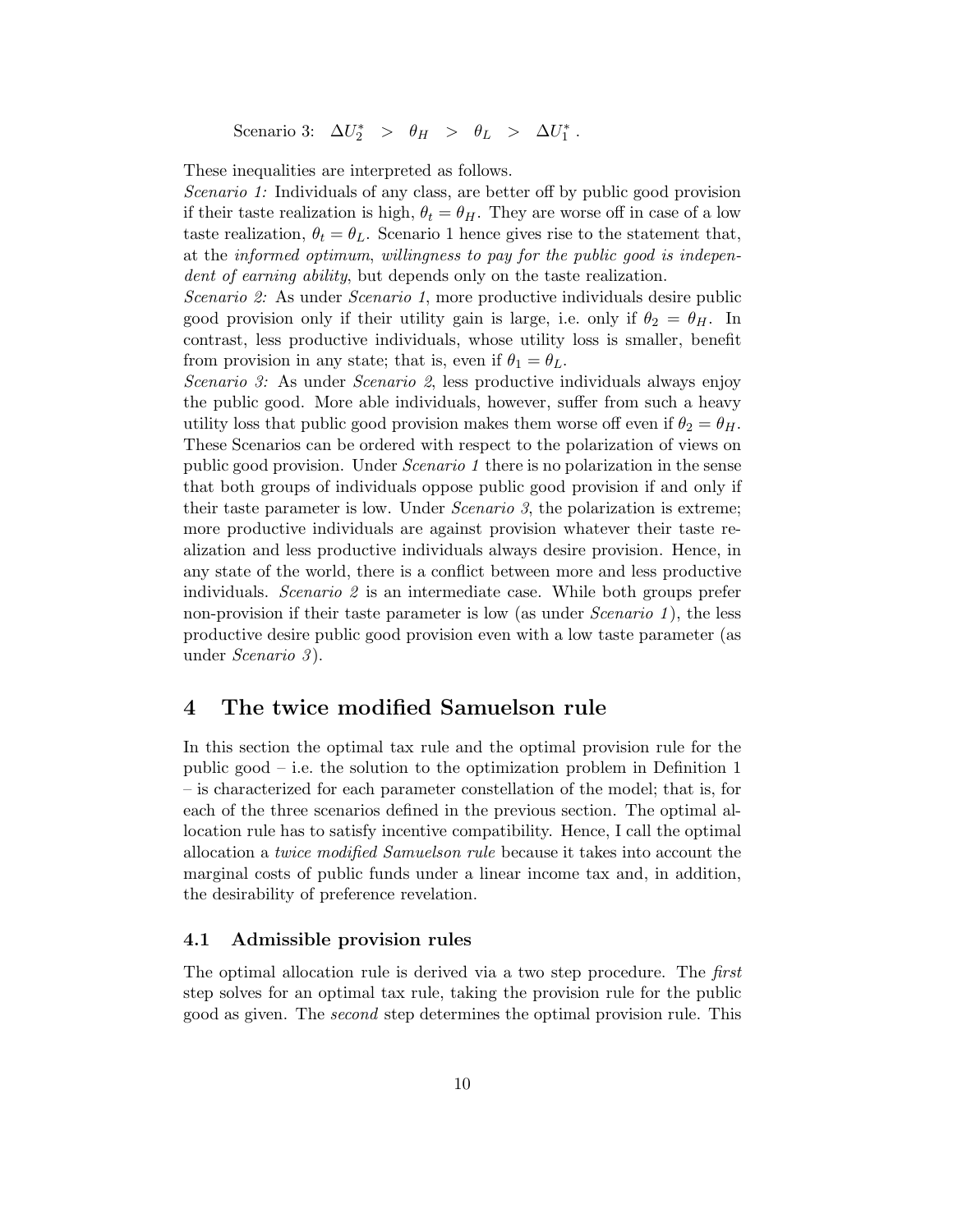Scenario 3: $\Delta U_2^* > \theta_H > \theta_L > \Delta U_1^*$ .

These inequalities are interpreted as follows.

*Scenario 1:* Individuals of any class, are better off by public good provision if their taste realization is high, $\theta_t = \theta_H$. They are worse off in case of a low taste realization, $\theta_t = \theta_L$. Scenario 1 hence gives rise to the statement that, at the *informed optimum*, *willingness to pay for the public good is independent of earning ability*, but depends only on the taste realization.

*Scenario 2:* As under *Scenario 1*, more productive individuals desire public good provision only if their utility gain is large, i.e. only if $\theta_2 = \theta_H$. In contrast, less productive individuals, whose utility loss is smaller, benefit from provision in any state; that is, even if $\theta_1 = \theta_L$.

*Scenario 3:* As under *Scenario 2*, less productive individuals always enjoy the public good. More able individuals, however, suffer from such a heavy utility loss that public good provision makes them worse off even if $\theta_2 = \theta_H$.

These Scenarios can be ordered with respect to the polarization of views on public good provision. Under *Scenario 1* there is no polarization in the sense that both groups of individuals oppose public good provision if and only if their taste parameter is low. Under *Scenario 3*, the polarization is extreme; more productive individuals are against provision whatever their taste realization and less productive individuals always desire provision. Hence, in any state of the world, there is a conflict between more and less productive individuals. *Scenario 2* is an intermediate case. While both groups prefer non-provision if their taste parameter is low (as under *Scenario 1*), the less productive desire public good provision even with a low taste parameter (as under *Scenario 3*).

## 4 The twice modified Samuelson rule

In this section the optimal tax rule and the optimal provision rule for the public good – i.e. the solution to the optimization problem in Definition 1 – is characterized for each parameter constellation of the model; that is, for each of the three scenarios defined in the previous section. The optimal allocation rule has to satisfy incentive compatibility. Hence, I call the optimal allocation a *twice modified Samuelson rule* because it takes into account the marginal costs of public funds under a linear income tax and, in addition, the desirability of preference revelation.

### 4.1 Admissible provision rules

The optimal allocation rule is derived via a two step procedure. The *first* step solves for an optimal tax rule, taking the provision rule for the public good as given. The *second* step determines the optimal provision rule. This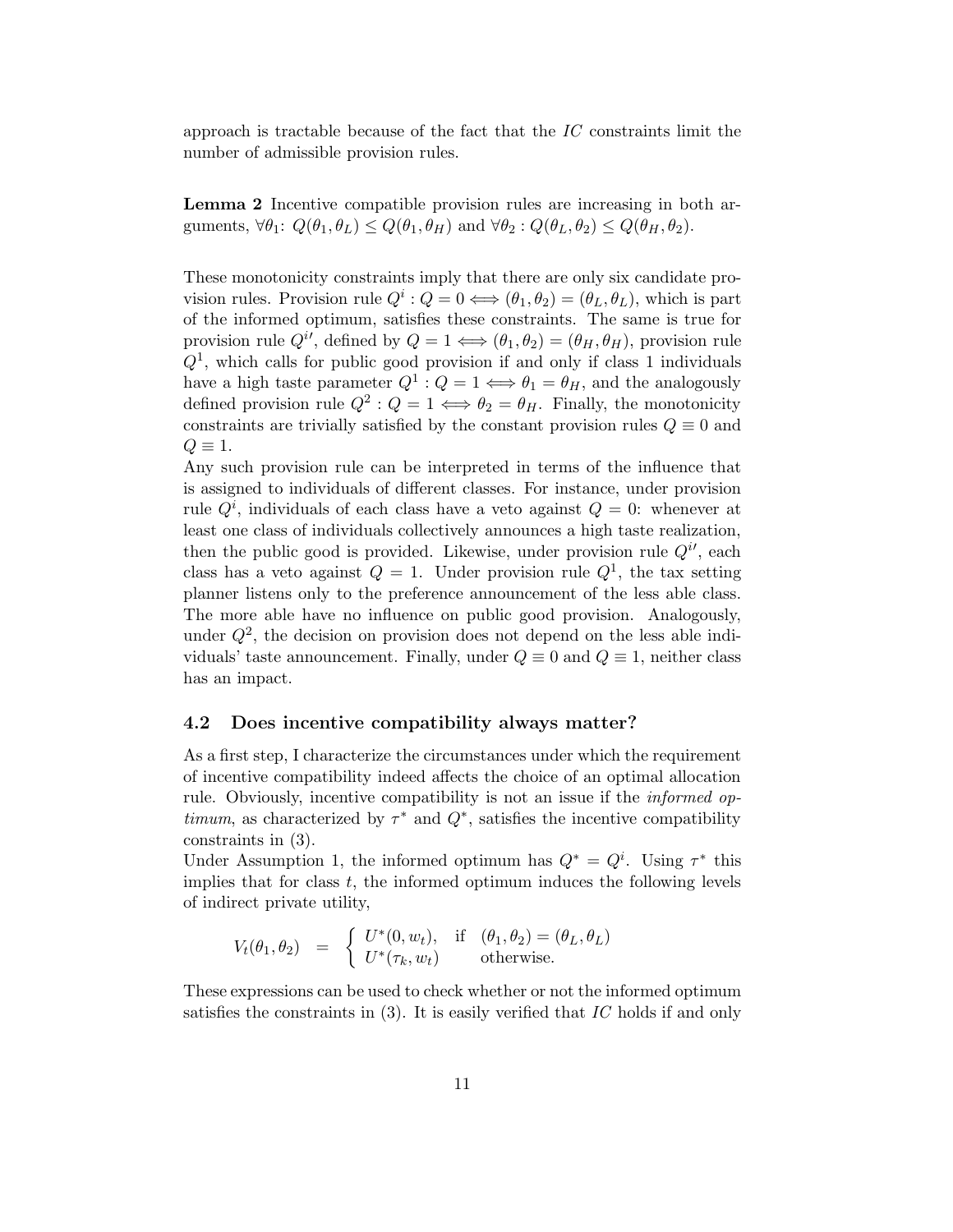approach is tractable because of the fact that the $IC$ constraints limit the number of admissible provision rules.

**Lemma 2** Incentive compatible provision rules are increasing in both arguments, $\forall \theta_1$: $Q(\theta_1, \theta_L) \leq Q(\theta_1, \theta_H)$ and $\forall \theta_2 : Q(\theta_L, \theta_2) \leq Q(\theta_H, \theta_2)$.

These monotonicity constraints imply that there are only six candidate provision rules. Provision rule $Q^i : Q = 0 \iff (\theta_1, \theta_2) = (\theta_L, \theta_L)$, which is part of the informed optimum, satisfies these constraints. The same is true for provision rule $Q^{i\prime}$, defined by $Q = 1 \iff (\theta_1, \theta_2) = (\theta_H, \theta_H)$, provision rule $Q^1$, which calls for public good provision if and only if class 1 individuals have a high taste parameter $Q^1 : Q = 1 \iff \theta_1 = \theta_H$, and the analogously defined provision rule $Q^2 : Q = 1 \iff \theta_2 = \theta_H$. Finally, the monotonicity constraints are trivially satisfied by the constant provision rules $Q \equiv 0$ and $Q \equiv 1$.

Any such provision rule can be interpreted in terms of the influence that is assigned to individuals of different classes. For instance, under provision rule $Q^i$, individuals of each class have a veto against $Q = 0$: whenever at least one class of individuals collectively announces a high taste realization, then the public good is provided. Likewise, under provision rule $Q^{i\prime}$, each class has a veto against $Q = 1$. Under provision rule $Q^1$, the tax setting planner listens only to the preference announcement of the less able class. The more able have no influence on public good provision. Analogously, under $Q^2$, the decision on provision does not depend on the less able individuals' taste announcement. Finally, under $Q \equiv 0$ and $Q \equiv 1$, neither class has an impact.

### 4.2 Does incentive compatibility always matter?

As a first step, I characterize the circumstances under which the requirement of incentive compatibility indeed affects the choice of an optimal allocation rule. Obviously, incentive compatibility is not an issue if the *informed optimum*, as characterized by $\tau^*$ and $Q^*$, satisfies the incentive compatibility constraints in (3).

Under Assumption 1, the informed optimum has $Q^* = Q^i$. Using $\tau^*$ this implies that for class $t$, the informed optimum induces the following levels of indirect private utility,

$$V_t(\theta_1, \theta_2) \quad = \quad \begin{cases} U^*(0, w_t), & \text{if} \quad (\theta_1, \theta_2) = (\theta_L, \theta_L) \\ U^*(\tau_k, w_t) & \text{otherwise.} \end{cases}$$

These expressions can be used to check whether or not the informed optimum satisfies the constraints in (3). It is easily verified that $IC$ holds if and only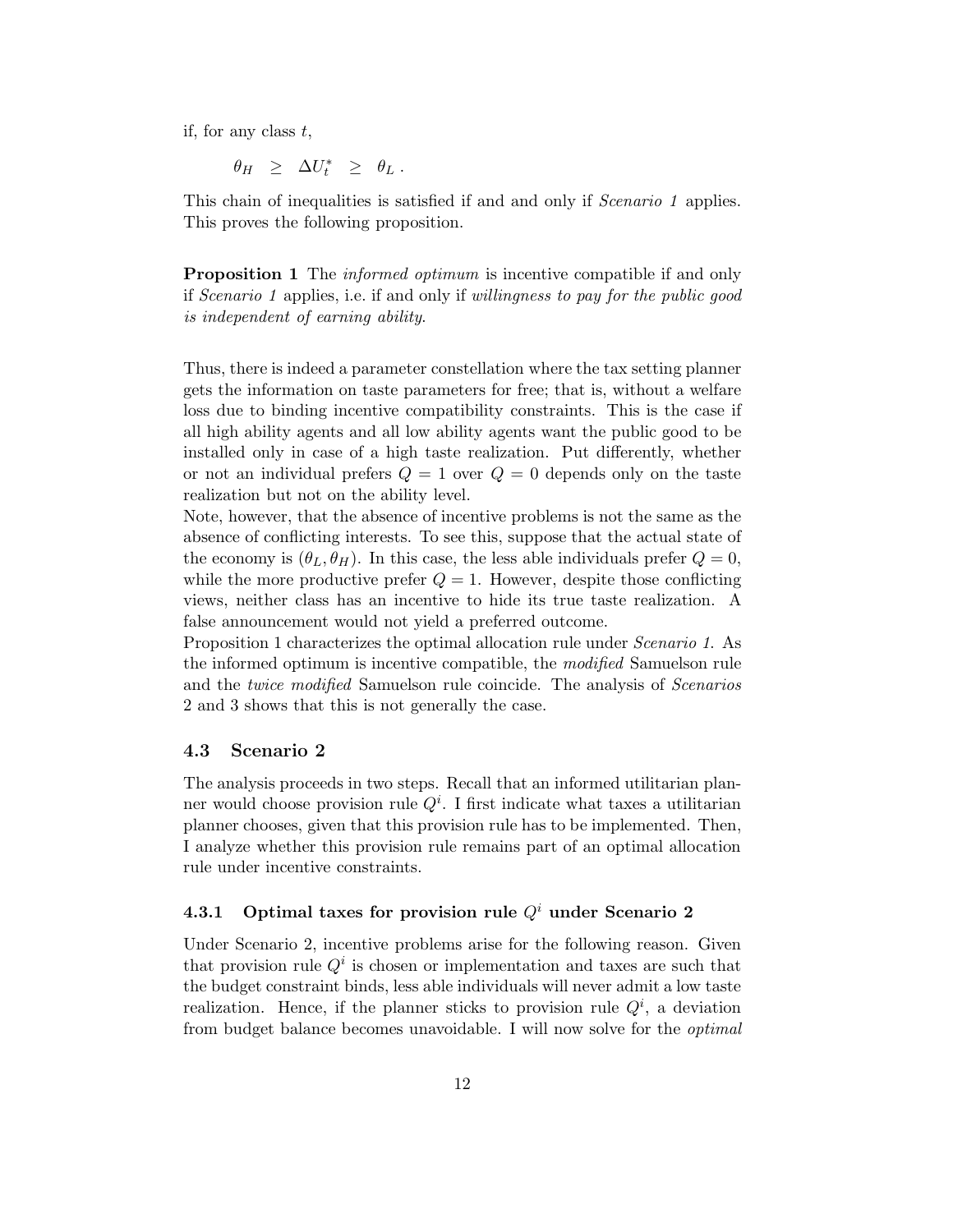if, for any class $t$,

$$\theta_H \;\geq\; \Delta U_t^* \;\geq\; \theta_L \; .$$

This chain of inequalities is satisfied if and and only if *Scenario 1* applies. This proves the following proposition.

**Proposition 1** The *informed optimum* is incentive compatible if and only if *Scenario 1* applies, i.e. if and only if *willingness to pay for the public good is independent of earning ability.*

Thus, there is indeed a parameter constellation where the tax setting planner gets the information on taste parameters for free; that is, without a welfare loss due to binding incentive compatibility constraints. This is the case if all high ability agents and all low ability agents want the public good to be installed only in case of a high taste realization. Put differently, whether or not an individual prefers $Q = 1$ over $Q = 0$ depends only on the taste realization but not on the ability level.

Note, however, that the absence of incentive problems is not the same as the absence of conflicting interests. To see this, suppose that the actual state of the economy is $(\theta_L, \theta_H)$. In this case, the less able individuals prefer $Q = 0$, while the more productive prefer $Q = 1$. However, despite those conflicting views, neither class has an incentive to hide its true taste realization. A false announcement would not yield a preferred outcome.

Proposition 1 characterizes the optimal allocation rule under *Scenario 1*. As the informed optimum is incentive compatible, the *modified* Samuelson rule and the *twice modified* Samuelson rule coincide. The analysis of *Scenarios* 2 and 3 shows that this is not generally the case.

### 4.3 Scenario 2

The analysis proceeds in two steps. Recall that an informed utilitarian planner would choose provision rule $Q^i$. I first indicate what taxes a utilitarian planner chooses, given that this provision rule has to be implemented. Then, I analyze whether this provision rule remains part of an optimal allocation rule under incentive constraints.

#### 4.3.1 Optimal taxes for provision rule $Q^i$ under Scenario 2

Under Scenario 2, incentive problems arise for the following reason. Given that provision rule $Q^i$ is chosen or implementation and taxes are such that the budget constraint binds, less able individuals will never admit a low taste realization. Hence, if the planner sticks to provision rule $Q^i$, a deviation from budget balance becomes unavoidable. I will now solve for the *optimal*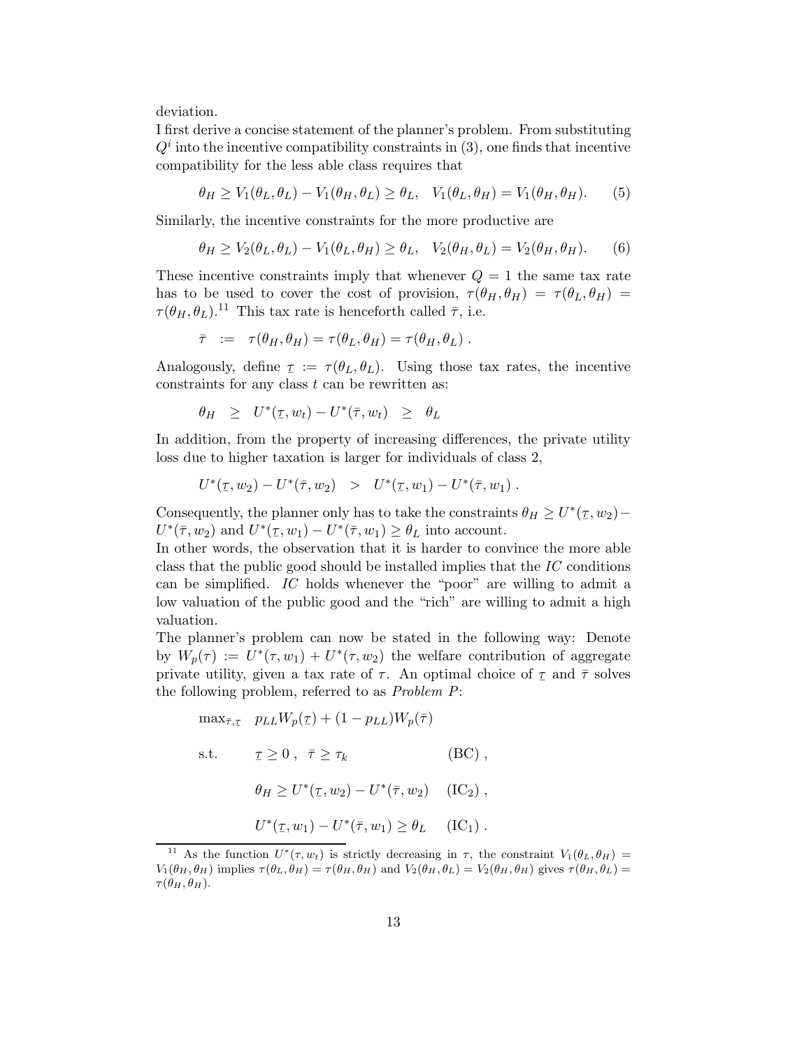deviation.

I first derive a concise statement of the planner's problem. From substituting $Q^i$ into the incentive compatibility constraints in (3), one finds that incentive compatibility for the less able class requires that

$$\theta_H \geq V_1(\theta_L, \theta_L) - V_1(\theta_H, \theta_L) \geq \theta_L, \quad V_1(\theta_L, \theta_H) = V_1(\theta_H, \theta_H). \tag{5}$$

Similarly, the incentive constraints for the more productive are

$$\theta_H \geq V_2(\theta_L, \theta_L) - V_1(\theta_L, \theta_H) \geq \theta_L, \quad V_2(\theta_H, \theta_L) = V_2(\theta_H, \theta_H). \tag{6}$$

These incentive constraints imply that whenever $Q = 1$ the same tax rate has to be used to cover the cost of provision, $\tau(\theta_H, \theta_H) = \tau(\theta_L, \theta_H) = \tau(\theta_H, \theta_L)$.[11] This tax rate is henceforth called $\bar{\tau}$, i.e.

$$\bar{\tau} \;:=\; \tau(\theta_H, \theta_H) = \tau(\theta_L, \theta_H) = \tau(\theta_H, \theta_L) \; .$$

Analogously, define $\underline{\tau} := \tau(\theta_L, \theta_L)$. Using those tax rates, the incentive constraints for any class $t$ can be rewritten as:

$$\theta_H \;\geq\; U^*(\underline{\tau}, w_t) - U^*(\bar{\tau}, w_t) \;\geq\; \theta_L$$

In addition, from the property of increasing differences, the private utility loss due to higher taxation is larger for individuals of class 2,

$$U^*(\underline{\tau}, w_2) - U^*(\bar{\tau}, w_2) \;>\; U^*(\underline{\tau}, w_1) - U^*(\bar{\tau}, w_1) \; .$$

Consequently, the planner only has to take the constraints $\theta_H \geq U^*(\underline{\tau}, w_2) - U^*(\bar{\tau}, w_2)$ and $U^*(\underline{\tau}, w_1) - U^*(\bar{\tau}, w_1) \geq \theta_L$ into account.

In other words, the observation that it is harder to convince the more able class that the public good should be installed implies that the *IC* conditions can be simplified. *IC* holds whenever the "poor" are willing to admit a low valuation of the public good and the "rich" are willing to admit a high valuation.

The planner's problem can now be stated in the following way: Denote by $W_p(\tau) := U^*(\tau, w_1) + U^*(\tau, w_2)$ the welfare contribution of aggregate private utility, given a tax rate of $\tau$. An optimal choice of $\underline{\tau}$ and $\bar{\tau}$ solves the following problem, referred to as *Problem P*:

$$\max_{\bar{\tau}, \underline{\tau}} \quad p_{LL} W_p(\underline{\tau}) + (1 - p_{LL}) W_p(\bar{\tau})$$

$$\text{s.t.} \qquad \underline{\tau} \geq 0 \; , \;\; \bar{\tau} \geq \tau_k \qquad \text{(BC)} \; ,$$

$$\theta_H \geq U^*(\underline{\tau}, w_2) - U^*(\bar{\tau}, w_2) \quad (\text{IC}_2) \; ,$$

$$U^*(\underline{\tau}, w_1) - U^*(\bar{\tau}, w_1) \geq \theta_L \quad (\text{IC}_1) \; .$$

[11] As the function $U^*(\tau, w_t)$ is strictly decreasing in $\tau$, the constraint $V_1(\theta_L, \theta_H) = V_1(\theta_H, \theta_H)$ implies $\tau(\theta_L, \theta_H) = \tau(\theta_H, \theta_H)$ and $V_2(\theta_H, \theta_L) = V_2(\theta_H, \theta_H)$ gives $\tau(\theta_H, \theta_L) = \tau(\theta_H, \theta_H)$.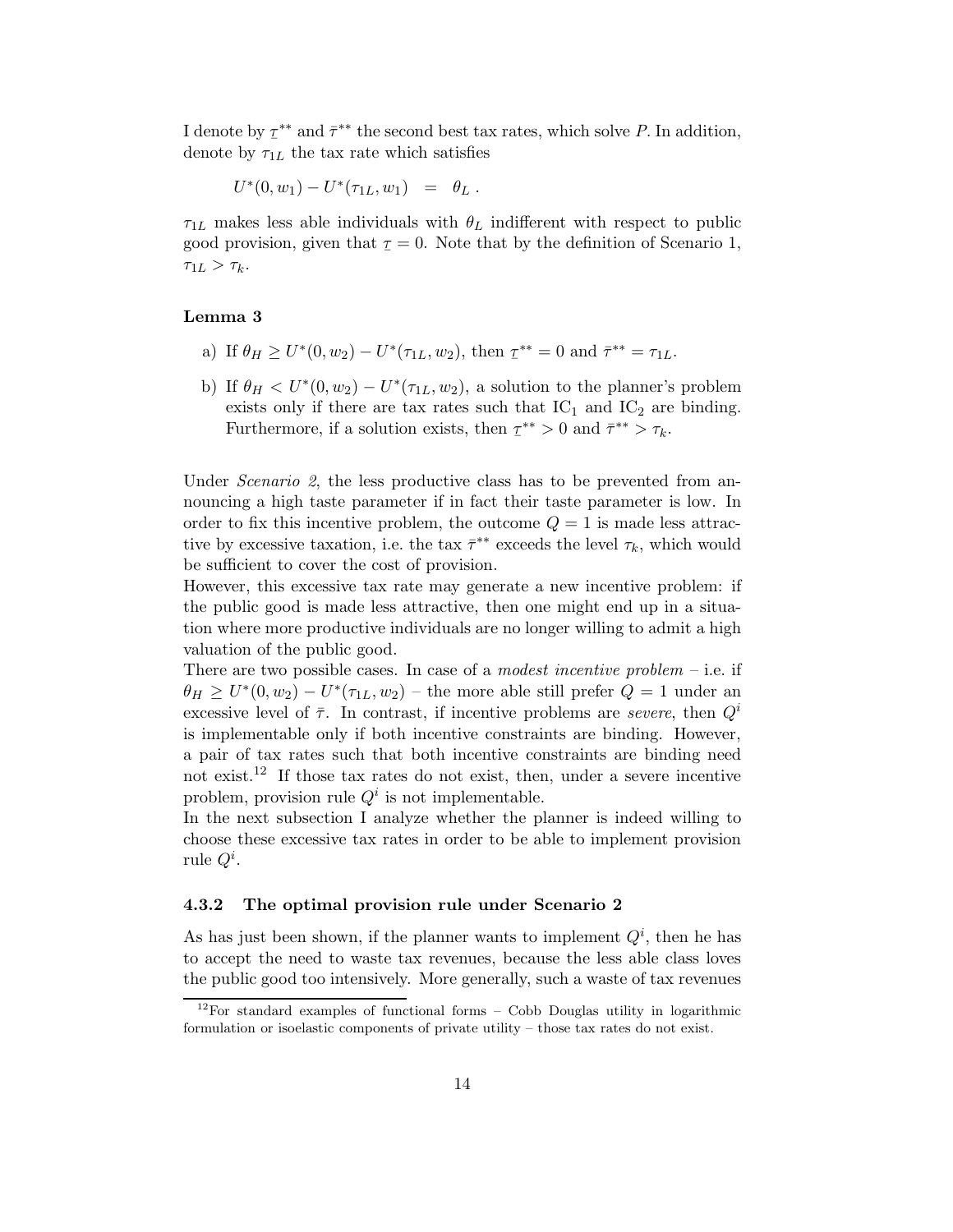I denote by $\underline{\tau}^{**}$ and $\bar{\tau}^{**}$ the second best tax rates, which solve $P$. In addition, denote by $\tau_{1L}$ the tax rate which satisfies

$$U^*(0, w_1) - U^*(\tau_{1L}, w_1) \;\; = \;\; \theta_L \; .$$

$\tau_{1L}$ makes less able individuals with $\theta_L$ indifferent with respect to public good provision, given that $\underline{\tau} = 0$. Note that by the definition of Scenario 1, $\tau_{1L} > \tau_k$.

#### Lemma 3

a) If $\theta_H \geq U^*(0, w_2) - U^*(\tau_{1L}, w_2)$, then $\underline{\tau}^{**} = 0$ and $\bar{\tau}^{**} = \tau_{1L}$.

b) If $\theta_H < U^*(0, w_2) - U^*(\tau_{1L}, w_2)$, a solution to the planner's problem exists only if there are tax rates such that $\text{IC}_1$ and $\text{IC}_2$ are binding. Furthermore, if a solution exists, then $\underline{\tau}^{**} > 0$ and $\bar{\tau}^{**} > \tau_k$.

Under *Scenario 2*, the less productive class has to be prevented from announcing a high taste parameter if in fact their taste parameter is low. In order to fix this incentive problem, the outcome $Q = 1$ is made less attractive by excessive taxation, i.e. the tax $\bar{\tau}^{**}$ exceeds the level $\tau_k$, which would be sufficient to cover the cost of provision.
However, this excessive tax rate may generate a new incentive problem: if the public good is made less attractive, then one might end up in a situation where more productive individuals are no longer willing to admit a high valuation of the public good.
There are two possible cases. In case of a *modest incentive problem* – i.e. if $\theta_H \geq U^*(0, w_2) - U^*(\tau_{1L}, w_2)$ – the more able still prefer $Q = 1$ under an excessive level of $\bar{\tau}$. In contrast, if incentive problems are *severe*, then $Q^i$ is implementable only if both incentive constraints are binding. However, a pair of tax rates such that both incentive constraints are binding need not exist.[12] If those tax rates do not exist, then, under a severe incentive problem, provision rule $Q^i$ is not implementable.
In the next subsection I analyze whether the planner is indeed willing to choose these excessive tax rates in order to be able to implement provision rule $Q^i$.

### 4.3.2 The optimal provision rule under Scenario 2

As has just been shown, if the planner wants to implement $Q^i$, then he has to accept the need to waste tax revenues, because the less able class loves the public good too intensively. More generally, such a waste of tax revenues

[12] For standard examples of functional forms – Cobb Douglas utility in logarithmic formulation or isoelastic components of private utility – those tax rates do not exist.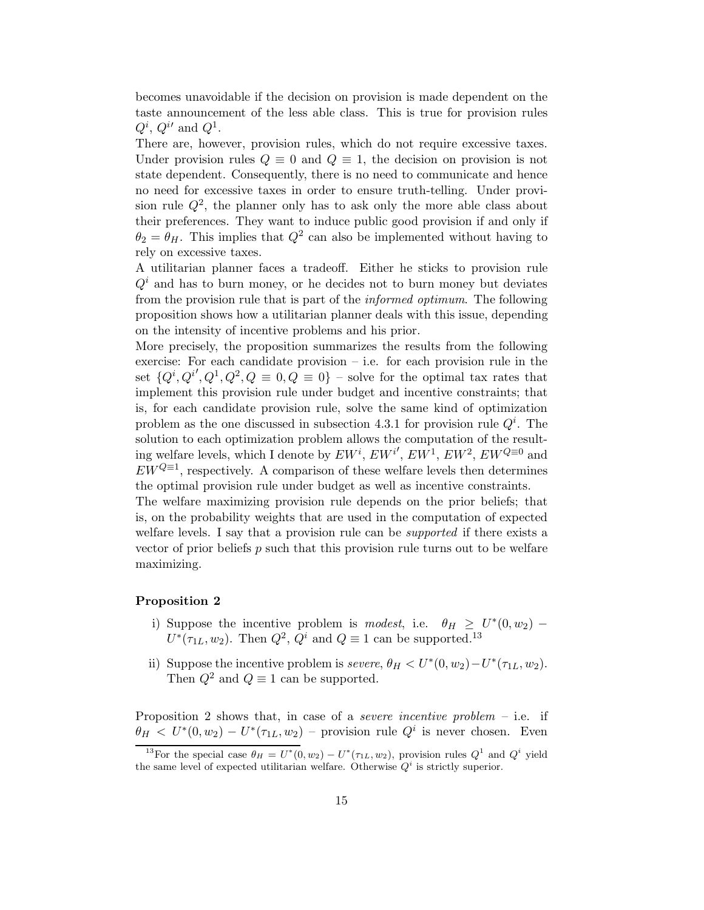becomes unavoidable if the decision on provision is made dependent on the taste announcement of the less able class. This is true for provision rules $Q^i$, $Q^{i\prime}$ and $Q^1$.

There are, however, provision rules, which do not require excessive taxes. Under provision rules $Q \equiv 0$ and $Q \equiv 1$, the decision on provision is not state dependent. Consequently, there is no need to communicate and hence no need for excessive taxes in order to ensure truth-telling. Under provision rule $Q^2$, the planner only has to ask only the more able class about their preferences. They want to induce public good provision if and only if $\theta_2 = \theta_H$. This implies that $Q^2$ can also be implemented without having to rely on excessive taxes.

A utilitarian planner faces a tradeoff. Either he sticks to provision rule $Q^i$ and has to burn money, or he decides not to burn money but deviates from the provision rule that is part of the *informed optimum*. The following proposition shows how a utilitarian planner deals with this issue, depending on the intensity of incentive problems and his prior.

More precisely, the proposition summarizes the results from the following exercise: For each candidate provision – i.e. for each provision rule in the set $\{Q^i, Q^{i'}, Q^1, Q^2, Q \equiv 0, Q \equiv 0\}$ – solve for the optimal tax rates that implement this provision rule under budget and incentive constraints; that is, for each candidate provision rule, solve the same kind of optimization problem as the one discussed in subsection 4.3.1 for provision rule $Q^i$. The solution to each optimization problem allows the computation of the resulting welfare levels, which I denote by $EW^i$, $EW^{i'}$, $EW^1$, $EW^2$, $EW^{Q\equiv 0}$ and $EW^{Q\equiv 1}$, respectively. A comparison of these welfare levels then determines the optimal provision rule under budget as well as incentive constraints.

The welfare maximizing provision rule depends on the prior beliefs; that is, on the probability weights that are used in the computation of expected welfare levels. I say that a provision rule can be *supported* if there exists a vector of prior beliefs $p$ such that this provision rule turns out to be welfare maximizing.

**Proposition 2**

i) Suppose the incentive problem is *modest*, i.e. $\theta_H \geq U^*(0, w_2) - U^*(\tau_{1L}, w_2)$. Then $Q^2$, $Q^i$ and $Q \equiv 1$ can be supported.[13]

ii) Suppose the incentive problem is *severe*, $\theta_H < U^*(0, w_2) - U^*(\tau_{1L}, w_2)$. Then $Q^2$ and $Q \equiv 1$ can be supported.

Proposition 2 shows that, in case of a *severe incentive problem* – i.e. if $\theta_H < U^*(0, w_2) - U^*(\tau_{1L}, w_2)$ – provision rule $Q^i$ is never chosen. Even

[13] For the special case $\theta_H = U^*(0, w_2) - U^*(\tau_{1L}, w_2)$, provision rules $Q^1$ and $Q^i$ yield the same level of expected utilitarian welfare. Otherwise $Q^i$ is strictly superior.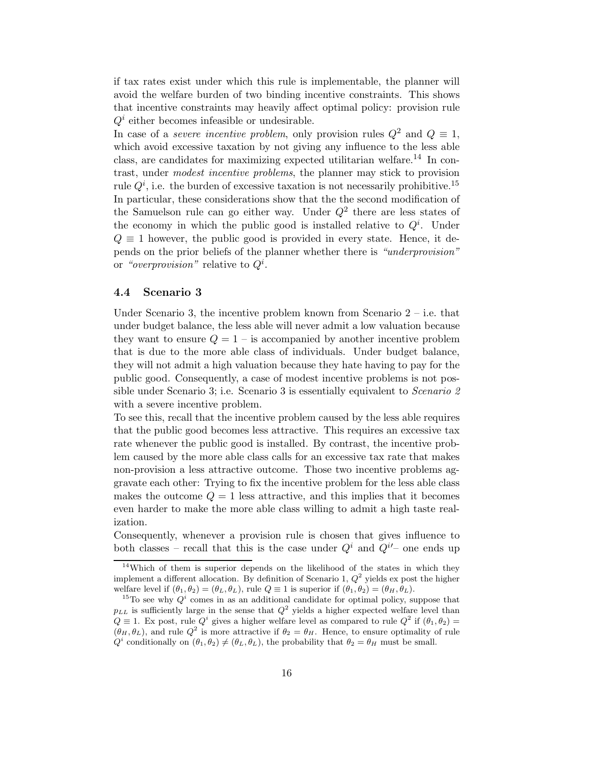if tax rates exist under which this rule is implementable, the planner will avoid the welfare burden of two binding incentive constraints. This shows that incentive constraints may heavily affect optimal policy: provision rule $Q^i$ either becomes infeasible or undesirable.

In case of a *severe incentive problem*, only provision rules $Q^2$ and $Q \equiv 1$, which avoid excessive taxation by not giving any influence to the less able class, are candidates for maximizing expected utilitarian welfare.[14] In contrast, under *modest incentive problems*, the planner may stick to provision rule $Q^i$, i.e. the burden of excessive taxation is not necessarily prohibitive.[15] In particular, these considerations show that the the second modification of the Samuelson rule can go either way. Under $Q^2$ there are less states of the economy in which the public good is installed relative to $Q^i$. Under $Q \equiv 1$ however, the public good is provided in every state. Hence, it depends on the prior beliefs of the planner whether there is *"underprovision"* or *"overprovision"* relative to $Q^i$.

### 4.4 Scenario 3

Under Scenario 3, the incentive problem known from Scenario 2 – i.e. that under budget balance, the less able will never admit a low valuation because they want to ensure $Q = 1$ – is accompanied by another incentive problem that is due to the more able class of individuals. Under budget balance, they will not admit a high valuation because they hate having to pay for the public good. Consequently, a case of modest incentive problems is not possible under Scenario 3; i.e. Scenario 3 is essentially equivalent to *Scenario 2* with a severe incentive problem.

To see this, recall that the incentive problem caused by the less able requires that the public good becomes less attractive. This requires an excessive tax rate whenever the public good is installed. By contrast, the incentive problem caused by the more able class calls for an excessive tax rate that makes non-provision a less attractive outcome. Those two incentive problems aggravate each other: Trying to fix the incentive problem for the less able class makes the outcome $Q = 1$ less attractive, and this implies that it becomes even harder to make the more able class willing to admit a high taste realization.

Consequently, whenever a provision rule is chosen that gives influence to both classes – recall that this is the case under $Q^i$ and $Q^{i\prime}$– one ends up

---

[14] Which of them is superior depends on the likelihood of the states in which they implement a different allocation. By definition of Scenario 1, $Q^2$ yields ex post the higher welfare level if $(\theta_1, \theta_2) = (\theta_L, \theta_L)$, rule $Q \equiv 1$ is superior if $(\theta_1, \theta_2) = (\theta_H, \theta_L)$.

[15] To see why $Q^i$ comes in as an additional candidate for optimal policy, suppose that $p_{LL}$ is sufficiently large in the sense that $Q^2$ yields a higher expected welfare level than $Q \equiv 1$. Ex post, rule $Q^i$ gives a higher welfare level as compared to rule $Q^2$ if $(\theta_1, \theta_2) = (\theta_H, \theta_L)$, and rule $Q^2$ is more attractive if $\theta_2 = \theta_H$. Hence, to ensure optimality of rule $Q^i$ conditionally on $(\theta_1, \theta_2) \neq (\theta_L, \theta_L)$, the probability that $\theta_2 = \theta_H$ must be small.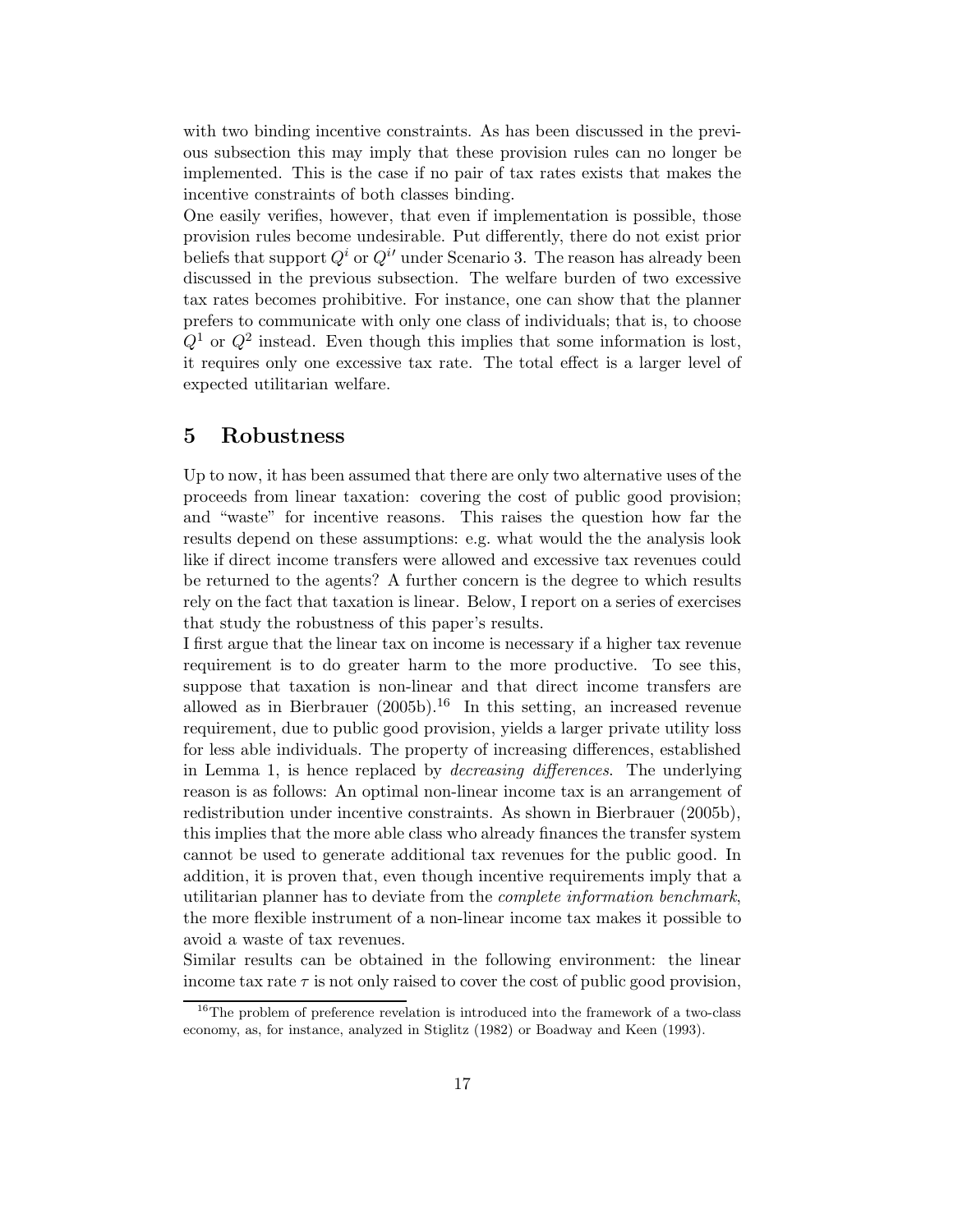with two binding incentive constraints. As has been discussed in the previous subsection this may imply that these provision rules can no longer be implemented. This is the case if no pair of tax rates exists that makes the incentive constraints of both classes binding.

One easily verifies, however, that even if implementation is possible, those provision rules become undesirable. Put differently, there do not exist prior beliefs that support $Q^i$ or $Q^{i\prime}$ under Scenario 3. The reason has already been discussed in the previous subsection. The welfare burden of two excessive tax rates becomes prohibitive. For instance, one can show that the planner prefers to communicate with only one class of individuals; that is, to choose $Q^1$ or $Q^2$ instead. Even though this implies that some information is lost, it requires only one excessive tax rate. The total effect is a larger level of expected utilitarian welfare.

## 5 Robustness

Up to now, it has been assumed that there are only two alternative uses of the proceeds from linear taxation: covering the cost of public good provision; and "waste" for incentive reasons. This raises the question how far the results depend on these assumptions: e.g. what would the the analysis look like if direct income transfers were allowed and excessive tax revenues could be returned to the agents? A further concern is the degree to which results rely on the fact that taxation is linear. Below, I report on a series of exercises that study the robustness of this paper's results.

I first argue that the linear tax on income is necessary if a higher tax revenue requirement is to do greater harm to the more productive. To see this, suppose that taxation is non-linear and that direct income transfers are allowed as in Bierbrauer (2005b).[16] In this setting, an increased revenue requirement, due to public good provision, yields a larger private utility loss for less able individuals. The property of increasing differences, established in Lemma 1, is hence replaced by *decreasing differences*. The underlying reason is as follows: An optimal non-linear income tax is an arrangement of redistribution under incentive constraints. As shown in Bierbrauer (2005b), this implies that the more able class who already finances the transfer system cannot be used to generate additional tax revenues for the public good. In addition, it is proven that, even though incentive requirements imply that a utilitarian planner has to deviate from the *complete information benchmark*, the more flexible instrument of a non-linear income tax makes it possible to avoid a waste of tax revenues.

Similar results can be obtained in the following environment: the linear income tax rate $\tau$ is not only raised to cover the cost of public good provision,

[16]The problem of preference revelation is introduced into the framework of a two-class economy, as, for instance, analyzed in Stiglitz (1982) or Boadway and Keen (1993).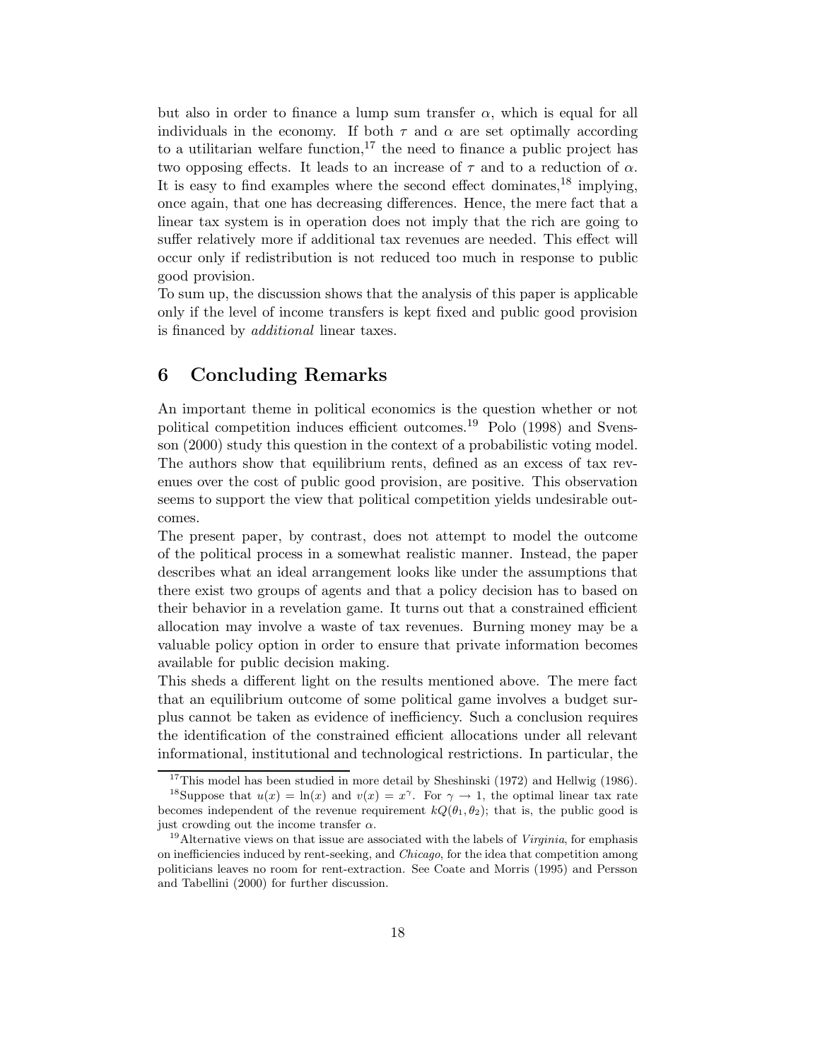but also in order to finance a lump sum transfer $\alpha$, which is equal for all individuals in the economy. If both $\tau$ and $\alpha$ are set optimally according to a utilitarian welfare function,[17] the need to finance a public project has two opposing effects. It leads to an increase of $\tau$ and to a reduction of $\alpha$. It is easy to find examples where the second effect dominates,[18] implying, once again, that one has decreasing differences. Hence, the mere fact that a linear tax system is in operation does not imply that the rich are going to suffer relatively more if additional tax revenues are needed. This effect will occur only if redistribution is not reduced too much in response to public good provision.

To sum up, the discussion shows that the analysis of this paper is applicable only if the level of income transfers is kept fixed and public good provision is financed by *additional* linear taxes.

## 6 Concluding Remarks

An important theme in political economics is the question whether or not political competition induces efficient outcomes.[19] Polo (1998) and Svensson (2000) study this question in the context of a probabilistic voting model. The authors show that equilibrium rents, defined as an excess of tax revenues over the cost of public good provision, are positive. This observation seems to support the view that political competition yields undesirable outcomes.

The present paper, by contrast, does not attempt to model the outcome of the political process in a somewhat realistic manner. Instead, the paper describes what an ideal arrangement looks like under the assumptions that there exist two groups of agents and that a policy decision has to based on their behavior in a revelation game. It turns out that a constrained efficient allocation may involve a waste of tax revenues. Burning money may be a valuable policy option in order to ensure that private information becomes available for public decision making.

This sheds a different light on the results mentioned above. The mere fact that an equilibrium outcome of some political game involves a budget surplus cannot be taken as evidence of inefficiency. Such a conclusion requires the identification of the constrained efficient allocations under all relevant informational, institutional and technological restrictions. In particular, the

[17] This model has been studied in more detail by Sheshinski (1972) and Hellwig (1986).

[18] Suppose that $u(x) = \ln(x)$ and $v(x) = x^\gamma$. For $\gamma \to 1$, the optimal linear tax rate becomes independent of the revenue requirement $kQ(\theta_1, \theta_2)$; that is, the public good is just crowding out the income transfer $\alpha$.

[19] Alternative views on that issue are associated with the labels of *Virginia*, for emphasis on inefficiencies induced by rent-seeking, and *Chicago*, for the idea that competition among politicians leaves no room for rent-extraction. See Coate and Morris (1995) and Persson and Tabellini (2000) for further discussion.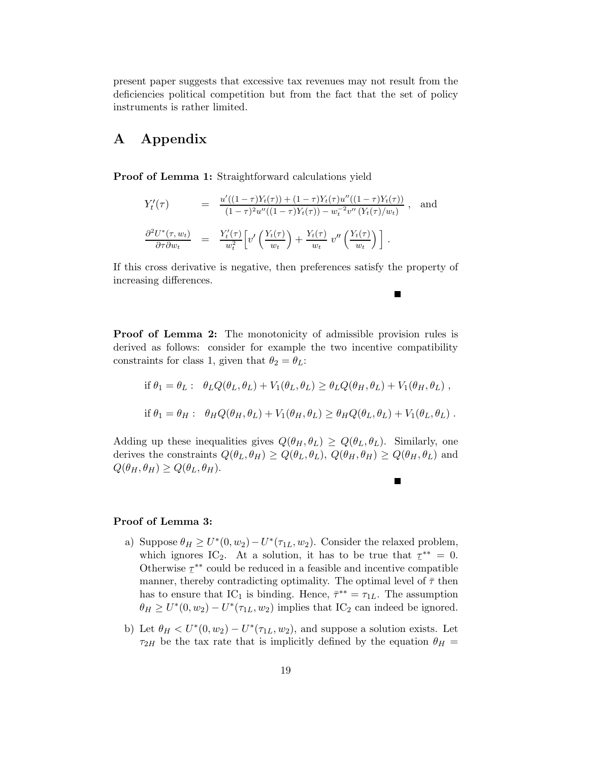present paper suggests that excessive tax revenues may not result from the deficiencies political competition but from the fact that the set of policy instruments is rather limited.

# A Appendix

**Proof of Lemma 1:** Straightforward calculations yield

$$Y_t'(\tau) = \frac{u'((1-\tau)Y_t(\tau)) + (1-\tau)Y_t(\tau)u''((1-\tau)Y_t(\tau))}{(1-\tau)^2 u''((1-\tau)Y_t(\tau)) - w_t^{-2} v''(Y_t(\tau)/w_t)} , \quad \text{and}$$

$$\frac{\partial^2 U^*(\tau, w_t)}{\partial \tau \partial w_t} = \frac{Y_t'(\tau)}{w_t^2}\Big[ v'\left(\frac{Y_t(\tau)}{w_t}\right) + \frac{Y_t(\tau)}{w_t}\ v''\left(\frac{Y_t(\tau)}{w_t}\right) \Big] .$$

If this cross derivative is negative, then preferences satisfy the property of increasing differences.

■

**Proof of Lemma 2:** The monotonicity of admissible provision rules is derived as follows: consider for example the two incentive compatibility constraints for class 1, given that $\theta_2 = \theta_L$:

$$\text{if } \theta_1 = \theta_L : \quad \theta_L Q(\theta_L, \theta_L) + V_1(\theta_L, \theta_L) \geq \theta_L Q(\theta_H, \theta_L) + V_1(\theta_H, \theta_L) ,$$

$$\text{if } \theta_1 = \theta_H : \quad \theta_H Q(\theta_H, \theta_L) + V_1(\theta_H, \theta_L) \geq \theta_H Q(\theta_L, \theta_L) + V_1(\theta_L, \theta_L) .$$

Adding up these inequalities gives $Q(\theta_H, \theta_L) \geq Q(\theta_L, \theta_L)$. Similarly, one derives the constraints $Q(\theta_L, \theta_H) \geq Q(\theta_L, \theta_L)$, $Q(\theta_H, \theta_H) \geq Q(\theta_H, \theta_L)$ and $Q(\theta_H, \theta_H) \geq Q(\theta_L, \theta_H)$.

■

**Proof of Lemma 3:**

a) Suppose $\theta_H \geq U^*(0, w_2) - U^*(\tau_{1L}, w_2)$. Consider the relaxed problem, which ignores IC$_2$. At a solution, it has to be true that $\underline{\tau}^{**} = 0$. Otherwise $\underline{\tau}^{**}$ could be reduced in a feasible and incentive compatible manner, thereby contradicting optimality. The optimal level of $\bar{\tau}$ then has to ensure that IC$_1$ is binding. Hence, $\bar{\tau}^{**} = \tau_{1L}$. The assumption $\theta_H \geq U^*(0, w_2) - U^*(\tau_{1L}, w_2)$ implies that IC$_2$ can indeed be ignored.

b) Let $\theta_H < U^*(0, w_2) - U^*(\tau_{1L}, w_2)$, and suppose a solution exists. Let $\tau_{2H}$ be the tax rate that is implicitly defined by the equation $\theta_H =$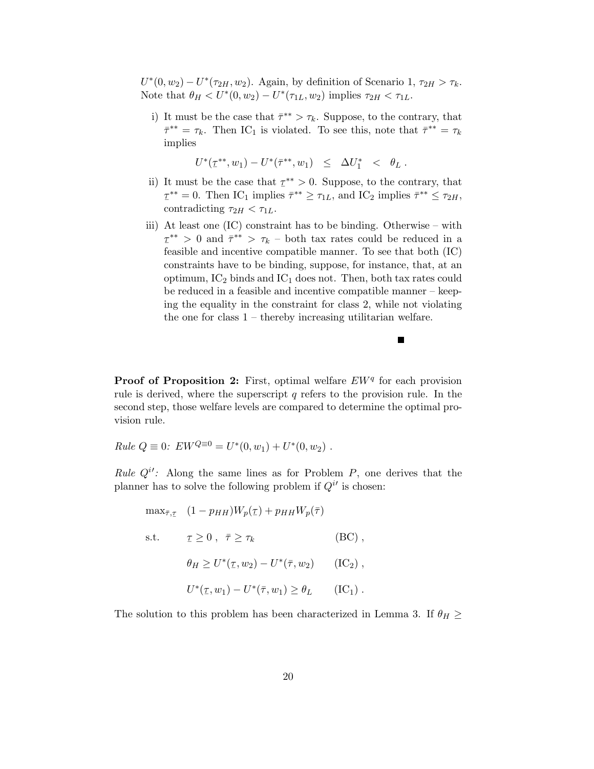$U^*(0, w_2) - U^*(\tau_{2H}, w_2)$. Again, by definition of Scenario 1, $\tau_{2H} > \tau_k$. Note that $\theta_H < U^*(0, w_2) - U^*(\tau_{1L}, w_2)$ implies $\tau_{2H} < \tau_{1L}$.

i) It must be the case that $\bar{\tau}^{**} > \tau_k$. Suppose, to the contrary, that $\bar{\tau}^{**} = \tau_k$. Then IC$_1$ is violated. To see this, note that $\bar{\tau}^{**} = \tau_k$ implies

$$U^*(\underline{\tau}^{**}, w_1) - U^*(\bar{\tau}^{**}, w_1) \quad \leq \quad \Delta U_1^* \quad < \quad \theta_L \; .$$

ii) It must be the case that $\underline{\tau}^{**} > 0$. Suppose, to the contrary, that $\underline{\tau}^{**} = 0$. Then IC$_1$ implies $\bar{\tau}^{**} \geq \tau_{1L}$, and IC$_2$ implies $\bar{\tau}^{**} \leq \tau_{2H}$, contradicting $\tau_{2H} < \tau_{1L}$.

iii) At least one (IC) constraint has to be binding. Otherwise – with $\underline{\tau}^{**} > 0$ and $\bar{\tau}^{**} > \tau_k$ – both tax rates could be reduced in a feasible and incentive compatible manner. To see that both (IC) constraints have to be binding, suppose, for instance, that, at an optimum, IC$_2$ binds and IC$_1$ does not. Then, both tax rates could be reduced in a feasible and incentive compatible manner – keeping the equality in the constraint for class 2, while not violating the one for class 1 – thereby increasing utilitarian welfare.

■

**Proof of Proposition 2:** First, optimal welfare $EW^q$ for each provision rule is derived, where the superscript $q$ refers to the provision rule. In the second step, those welfare levels are compared to determine the optimal provision rule.

*Rule $Q \equiv 0$:* $EW^{Q\equiv 0} = U^*(0, w_1) + U^*(0, w_2)$ .

*Rule $Q^{i\prime}$:* Along the same lines as for Problem $P$, one derives that the planner has to solve the following problem if $Q^{i\prime}$ is chosen:

$$\max_{\bar{\tau}, \underline{\tau}} \quad (1 - p_{HH}) W_p(\underline{\tau}) + p_{HH} W_p(\bar{\tau})$$

$$\text{s.t.} \qquad \underline{\tau} \geq 0 \; , \;\; \bar{\tau} \geq \tau_k \qquad\qquad (\text{BC}) \; ,$$

$$\theta_H \geq U^*(\underline{\tau}, w_2) - U^*(\bar{\tau}, w_2) \qquad (\text{IC}_2) \; ,$$

$$U^*(\underline{\tau}, w_1) - U^*(\bar{\tau}, w_1) \geq \theta_L \qquad (\text{IC}_1) \; .$$

The solution to this problem has been characterized in Lemma 3. If $\theta_H \geq$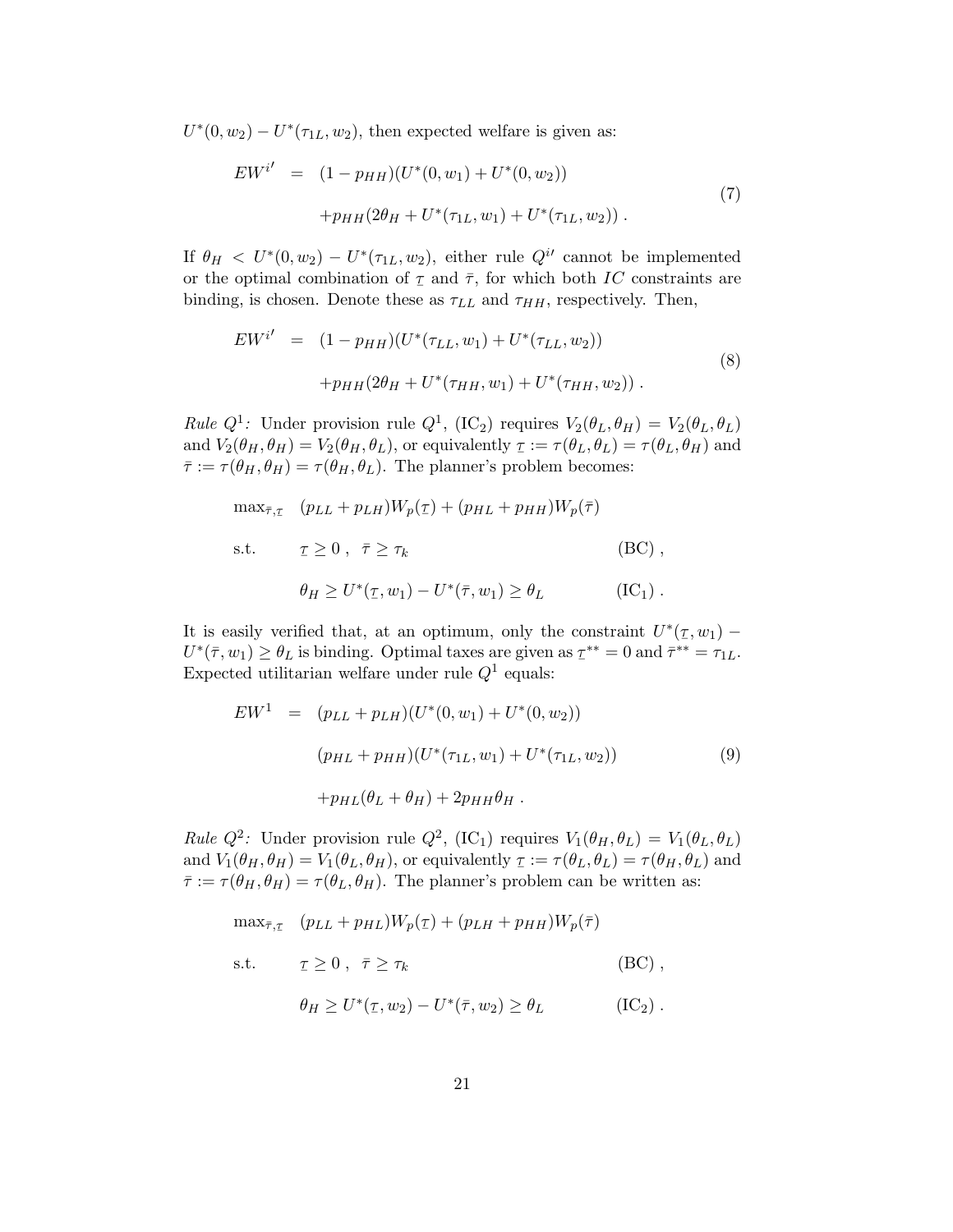$U^*(0, w_2) - U^*(\tau_{1L}, w_2)$, then expected welfare is given as:

$$
\begin{aligned}
EW^{i'} &= (1 - p_{HH})(U^*(0, w_1) + U^*(0, w_2)) \\
&\quad + p_{HH}(2\theta_H + U^*(\tau_{1L}, w_1) + U^*(\tau_{1L}, w_2)) \,.
\end{aligned}
\tag{7}
$$

If $\theta_H < U^*(0, w_2) - U^*(\tau_{1L}, w_2)$, either rule $Q^{i'}$ cannot be implemented or the optimal combination of $\underline{\tau}$ and $\bar{\tau}$, for which both $IC$ constraints are binding, is chosen. Denote these as $\tau_{LL}$ and $\tau_{HH}$, respectively. Then,

$$
\begin{aligned}
EW^{i'} &= (1 - p_{HH})(U^*(\tau_{LL}, w_1) + U^*(\tau_{LL}, w_2)) \\
&\quad + p_{HH}(2\theta_H + U^*(\tau_{HH}, w_1) + U^*(\tau_{HH}, w_2)) \,.
\end{aligned}
\tag{8}
$$

*Rule $Q^1$:* Under provision rule $Q^1$, (IC$_2$) requires $V_2(\theta_L, \theta_H) = V_2(\theta_L, \theta_L)$ and $V_2(\theta_H, \theta_H) = V_2(\theta_H, \theta_L)$, or equivalently $\underline{\tau} := \tau(\theta_L, \theta_L) = \tau(\theta_L, \theta_H)$ and $\bar{\tau} := \tau(\theta_H, \theta_H) = \tau(\theta_H, \theta_L)$. The planner's problem becomes:

$$
\begin{aligned}
&\max_{\bar{\tau}, \underline{\tau}} \quad (p_{LL} + p_{LH})W_p(\underline{\tau}) + (p_{HL} + p_{HH})W_p(\bar{\tau}) \\
&\text{s.t.} \qquad \underline{\tau} \geq 0 \,, \;\; \bar{\tau} \geq \tau_k \qquad\qquad\qquad\qquad \text{(BC)} \,, \\
&\qquad\qquad \theta_H \geq U^*(\underline{\tau}, w_1) - U^*(\bar{\tau}, w_1) \geq \theta_L \qquad\quad (\text{IC}_1) \,.
\end{aligned}
$$

It is easily verified that, at an optimum, only the constraint $U^*(\underline{\tau}, w_1) - U^*(\bar{\tau}, w_1) \geq \theta_L$ is binding. Optimal taxes are given as $\underline{\tau}^{**} = 0$ and $\bar{\tau}^{**} = \tau_{1L}$. Expected utilitarian welfare under rule $Q^1$ equals:

$$
\begin{aligned}
EW^1 &= (p_{LL} + p_{LH})(U^*(0, w_1) + U^*(0, w_2)) \\
&\quad (p_{HL} + p_{HH})(U^*(\tau_{1L}, w_1) + U^*(\tau_{1L}, w_2)) \\
&\quad + p_{HL}(\theta_L + \theta_H) + 2p_{HH}\theta_H \,.
\end{aligned}
\tag{9}
$$

*Rule $Q^2$:* Under provision rule $Q^2$, (IC$_1$) requires $V_1(\theta_H, \theta_L) = V_1(\theta_L, \theta_L)$ and $V_1(\theta_H, \theta_H) = V_1(\theta_L, \theta_H)$, or equivalently $\underline{\tau} := \tau(\theta_L, \theta_L) = \tau(\theta_H, \theta_L)$ and $\bar{\tau} := \tau(\theta_H, \theta_H) = \tau(\theta_L, \theta_H)$. The planner's problem can be written as:

$$
\begin{aligned}
&\max_{\bar{\tau}, \underline{\tau}} \quad (p_{LL} + p_{HL})W_p(\underline{\tau}) + (p_{LH} + p_{HH})W_p(\bar{\tau}) \\
&\text{s.t.} \qquad \underline{\tau} \geq 0 \,, \;\; \bar{\tau} \geq \tau_k \qquad\qquad\qquad\qquad \text{(BC)} \,, \\
&\qquad\qquad \theta_H \geq U^*(\underline{\tau}, w_2) - U^*(\bar{\tau}, w_2) \geq \theta_L \qquad\quad (\text{IC}_2) \,.
\end{aligned}
$$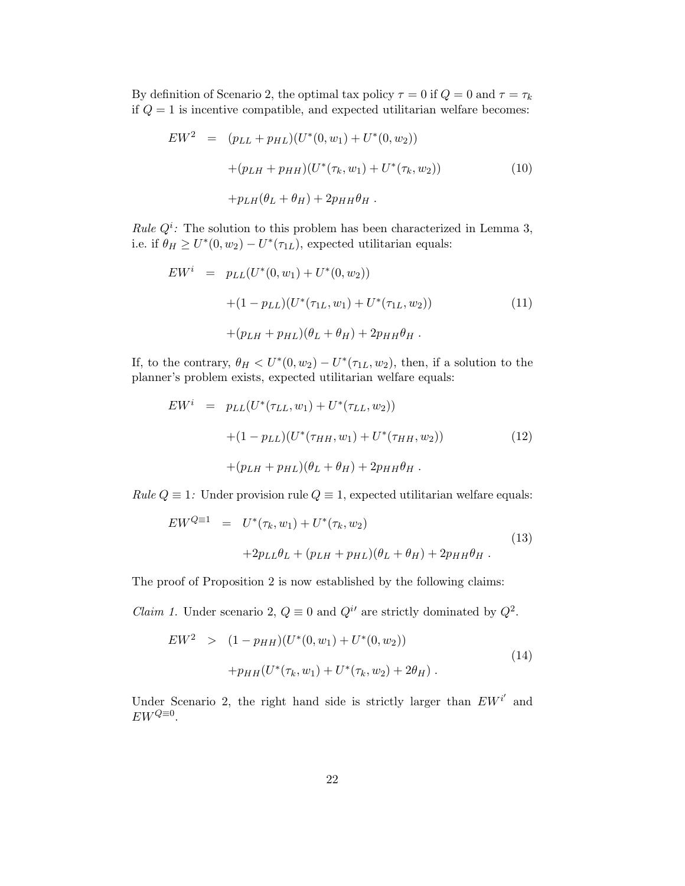By definition of Scenario 2, the optimal tax policy $\tau = 0$ if $Q = 0$ and $\tau = \tau_k$ if $Q = 1$ is incentive compatible, and expected utilitarian welfare becomes:

$$
\begin{aligned}
EW^2 \;\; = \;\; & (p_{LL} + p_{HL})(U^*(0, w_1) + U^*(0, w_2)) \\
& + (p_{LH} + p_{HH})(U^*(\tau_k, w_1) + U^*(\tau_k, w_2)) \qquad (10) \\
& + p_{LH}(\theta_L + \theta_H) + 2p_{HH}\theta_H \; .
\end{aligned}
$$

*Rule $Q^i$:* The solution to this problem has been characterized in Lemma 3, i.e. if $\theta_H \geq U^*(0, w_2) - U^*(\tau_{1L})$, expected utilitarian equals:

$$
\begin{aligned}
EW^i \;\; = \;\; & p_{LL}(U^*(0, w_1) + U^*(0, w_2)) \\
& + (1 - p_{LL})(U^*(\tau_{1L}, w_1) + U^*(\tau_{1L}, w_2)) \qquad (11) \\
& + (p_{LH} + p_{HL})(\theta_L + \theta_H) + 2p_{HH}\theta_H \; .
\end{aligned}
$$

If, to the contrary, $\theta_H < U^*(0, w_2) - U^*(\tau_{1L}, w_2)$, then, if a solution to the planner's problem exists, expected utilitarian welfare equals:

$$
\begin{aligned}
EW^i \;\; = \;\; & p_{LL}(U^*(\tau_{LL}, w_1) + U^*(\tau_{LL}, w_2)) \\
& + (1 - p_{LL})(U^*(\tau_{HH}, w_1) + U^*(\tau_{HH}, w_2)) \qquad (12) \\
& + (p_{LH} + p_{HL})(\theta_L + \theta_H) + 2p_{HH}\theta_H \; .
\end{aligned}
$$

*Rule $Q \equiv 1$:* Under provision rule $Q \equiv 1$, expected utilitarian welfare equals:

$$
\begin{aligned}
EW^{Q\equiv 1} \;\; = \;\; & U^*(\tau_k, w_1) + U^*(\tau_k, w_2) \\
& + 2p_{LL}\theta_L + (p_{LH} + p_{HL})(\theta_L + \theta_H) + 2p_{HH}\theta_H \; . \qquad (13)
\end{aligned}
$$

The proof of Proposition 2 is now established by the following claims:

*Claim 1.* Under scenario 2, $Q \equiv 0$ and $Q^{i\prime}$ are strictly dominated by $Q^2$.

$$
\begin{aligned}
EW^2 \;\; > \;\; & (1 - p_{HH})(U^*(0, w_1) + U^*(0, w_2)) \\
& + p_{HH}(U^*(\tau_k, w_1) + U^*(\tau_k, w_2) + 2\theta_H) \; . \qquad (14)
\end{aligned}
$$

Under Scenario 2, the right hand side is strictly larger than $EW^{i'}$ and $EW^{Q\equiv 0}$.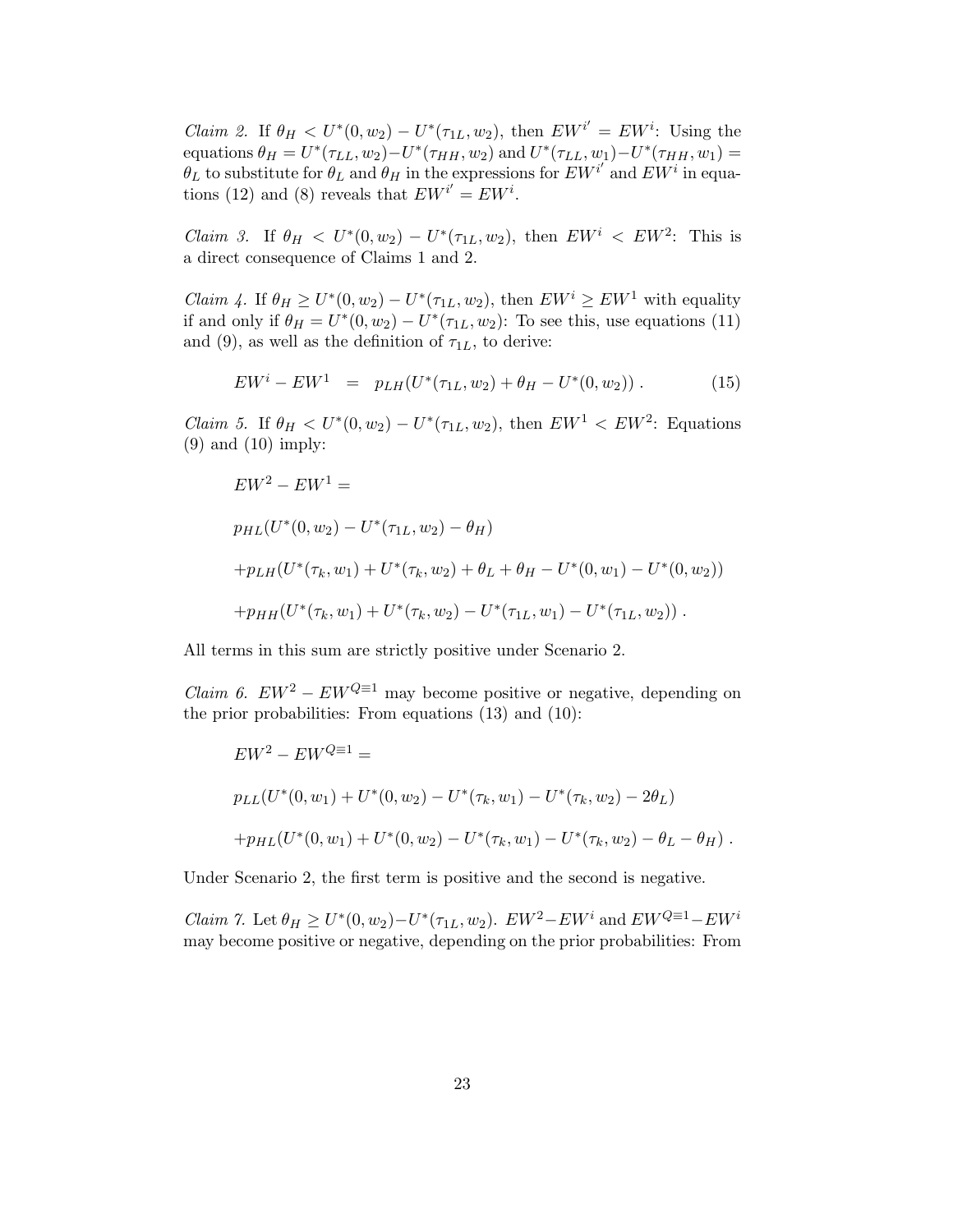*Claim 2.* If $\theta_H < U^*(0, w_2) - U^*(\tau_{1L}, w_2)$, then $EW^{i'} = EW^i$: Using the equations $\theta_H = U^*(\tau_{LL}, w_2) - U^*(\tau_{HH}, w_2)$ and $U^*(\tau_{LL}, w_1) - U^*(\tau_{HH}, w_1) = \theta_L$ to substitute for $\theta_L$ and $\theta_H$ in the expressions for $EW^{i'}$ and $EW^i$ in equations (12) and (8) reveals that $EW^{i'} = EW^i$.

*Claim 3.* If $\theta_H < U^*(0, w_2) - U^*(\tau_{1L}, w_2)$, then $EW^i < EW^2$: This is a direct consequence of Claims 1 and 2.

*Claim 4.* If $\theta_H \geq U^*(0, w_2) - U^*(\tau_{1L}, w_2)$, then $EW^i \geq EW^1$ with equality if and only if $\theta_H = U^*(0, w_2) - U^*(\tau_{1L}, w_2)$: To see this, use equations (11) and (9), as well as the definition of $\tau_{1L}$, to derive:

$$EW^i - EW^1 \quad = \quad p_{LH}(U^*(\tau_{1L}, w_2) + \theta_H - U^*(0, w_2)) \, . \tag{15}$$

*Claim 5.* If $\theta_H < U^*(0, w_2) - U^*(\tau_{1L}, w_2)$, then $EW^1 < EW^2$: Equations (9) and (10) imply:

$$\begin{aligned}
&EW^2 - EW^1 = \\
&p_{HL}(U^*(0, w_2) - U^*(\tau_{1L}, w_2) - \theta_H) \\
&+p_{LH}(U^*(\tau_k, w_1) + U^*(\tau_k, w_2) + \theta_L + \theta_H - U^*(0, w_1) - U^*(0, w_2)) \\
&+p_{HH}(U^*(\tau_k, w_1) + U^*(\tau_k, w_2) - U^*(\tau_{1L}, w_1) - U^*(\tau_{1L}, w_2)) \, .
\end{aligned}$$

All terms in this sum are strictly positive under Scenario 2.

*Claim 6.* $EW^2 - EW^{Q\equiv 1}$ may become positive or negative, depending on the prior probabilities: From equations (13) and (10):

$$\begin{aligned}
&EW^2 - EW^{Q\equiv 1} = \\
&p_{LL}(U^*(0, w_1) + U^*(0, w_2) - U^*(\tau_k, w_1) - U^*(\tau_k, w_2) - 2\theta_L) \\
&+p_{HL}(U^*(0, w_1) + U^*(0, w_2) - U^*(\tau_k, w_1) - U^*(\tau_k, w_2) - \theta_L - \theta_H) \, .
\end{aligned}$$

Under Scenario 2, the first term is positive and the second is negative.

*Claim 7.* Let $\theta_H \geq U^*(0, w_2) - U^*(\tau_{1L}, w_2)$. $EW^2 - EW^i$ and $EW^{Q\equiv 1} - EW^i$ may become positive or negative, depending on the prior probabilities: From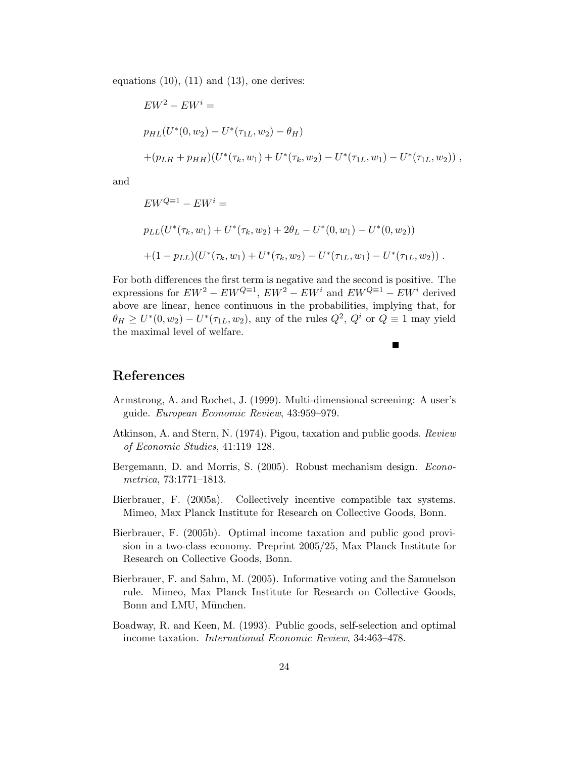equations (10), (11) and (13), one derives:

$$EW^2 - EW^i =$$

$$p_{HL}(U^*(0, w_2) - U^*(\tau_{1L}, w_2) - \theta_H)$$

$$+(p_{LH} + p_{HH})(U^*(\tau_k, w_1) + U^*(\tau_k, w_2) - U^*(\tau_{1L}, w_1) - U^*(\tau_{1L}, w_2)) \; ,$$

and

$$EW^{Q\equiv 1} - EW^i =$$

$$p_{LL}(U^*(\tau_k, w_1) + U^*(\tau_k, w_2) + 2\theta_L - U^*(0, w_1) - U^*(0, w_2))$$

$$+(1 - p_{LL})(U^*(\tau_k, w_1) + U^*(\tau_k, w_2) - U^*(\tau_{1L}, w_1) - U^*(\tau_{1L}, w_2)) \; .$$

For both differences the first term is negative and the second is positive. The expressions for $EW^2 - EW^{Q\equiv 1}$, $EW^2 - EW^i$ and $EW^{Q\equiv 1} - EW^i$ derived above are linear, hence continuous in the probabilities, implying that, for $\theta_H \geq U^*(0, w_2) - U^*(\tau_{1L}, w_2)$, any of the rules $Q^2$, $Q^i$ or $Q \equiv 1$ may yield the maximal level of welfare.

■

## References

Armstrong, A. and Rochet, J. (1999). Multi-dimensional screening: A user's guide. *European Economic Review*, 43:959–979.

Atkinson, A. and Stern, N. (1974). Pigou, taxation and public goods. *Review of Economic Studies*, 41:119–128.

Bergemann, D. and Morris, S. (2005). Robust mechanism design. *Econometrica*, 73:1771–1813.

Bierbrauer, F. (2005a). Collectively incentive compatible tax systems. Mimeo, Max Planck Institute for Research on Collective Goods, Bonn.

Bierbrauer, F. (2005b). Optimal income taxation and public good provision in a two-class economy. Preprint 2005/25, Max Planck Institute for Research on Collective Goods, Bonn.

Bierbrauer, F. and Sahm, M. (2005). Informative voting and the Samuelson rule. Mimeo, Max Planck Institute for Research on Collective Goods, Bonn and LMU, München.

Boadway, R. and Keen, M. (1993). Public goods, self-selection and optimal income taxation. *International Economic Review*, 34:463–478.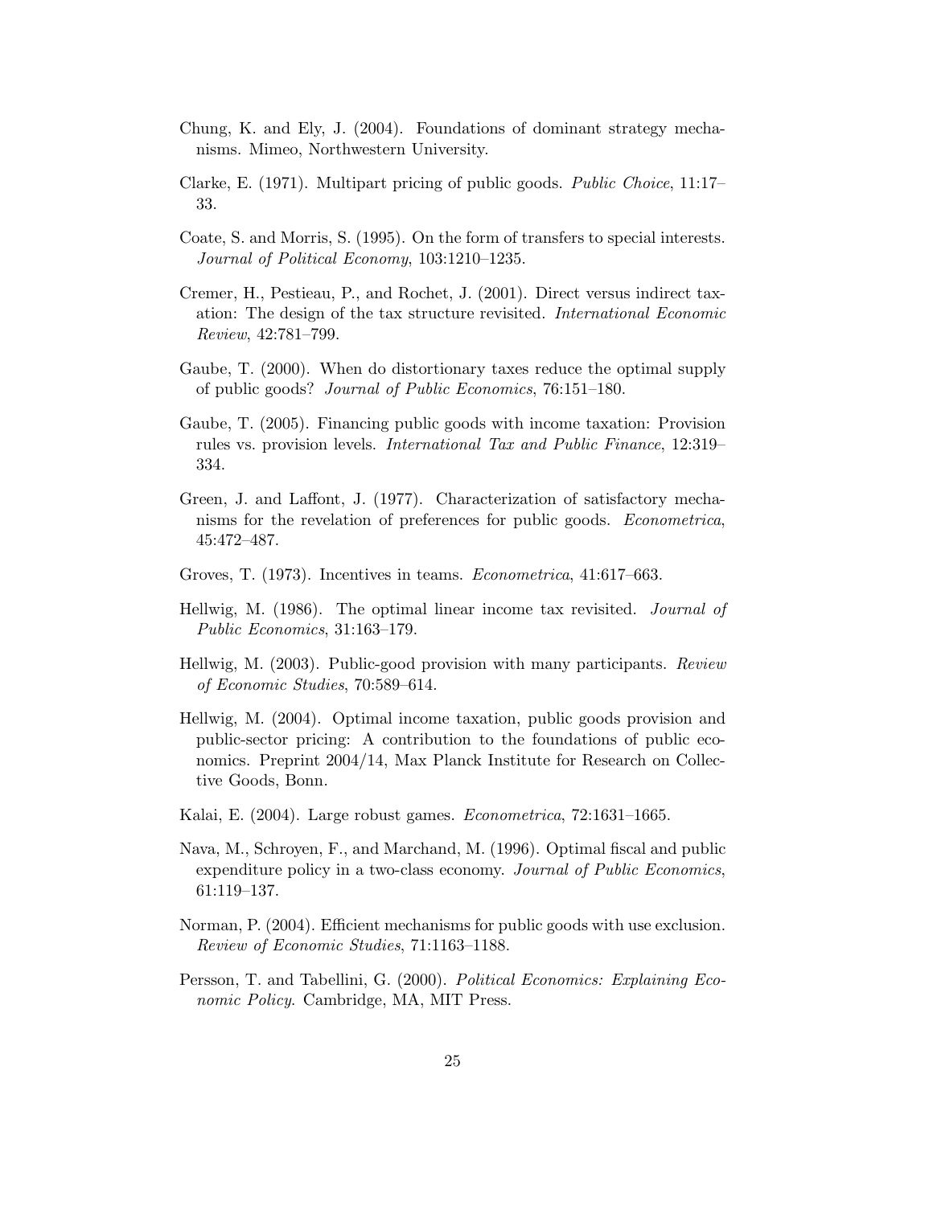Chung, K. and Ely, J. (2004). Foundations of dominant strategy mechanisms. Mimeo, Northwestern University.

Clarke, E. (1971). Multipart pricing of public goods. *Public Choice*, 11:17–33.

Coate, S. and Morris, S. (1995). On the form of transfers to special interests. *Journal of Political Economy*, 103:1210–1235.

Cremer, H., Pestieau, P., and Rochet, J. (2001). Direct versus indirect taxation: The design of the tax structure revisited. *International Economic Review*, 42:781–799.

Gaube, T. (2000). When do distortionary taxes reduce the optimal supply of public goods? *Journal of Public Economics*, 76:151–180.

Gaube, T. (2005). Financing public goods with income taxation: Provision rules vs. provision levels. *International Tax and Public Finance*, 12:319–334.

Green, J. and Laffont, J. (1977). Characterization of satisfactory mechanisms for the revelation of preferences for public goods. *Econometrica*, 45:472–487.

Groves, T. (1973). Incentives in teams. *Econometrica*, 41:617–663.

Hellwig, M. (1986). The optimal linear income tax revisited. *Journal of Public Economics*, 31:163–179.

Hellwig, M. (2003). Public-good provision with many participants. *Review of Economic Studies*, 70:589–614.

Hellwig, M. (2004). Optimal income taxation, public goods provision and public-sector pricing: A contribution to the foundations of public economics. Preprint 2004/14, Max Planck Institute for Research on Collective Goods, Bonn.

Kalai, E. (2004). Large robust games. *Econometrica*, 72:1631–1665.

Nava, M., Schroyen, F., and Marchand, M. (1996). Optimal fiscal and public expenditure policy in a two-class economy. *Journal of Public Economics*, 61:119–137.

Norman, P. (2004). Efficient mechanisms for public goods with use exclusion. *Review of Economic Studies*, 71:1163–1188.

Persson, T. and Tabellini, G. (2000). *Political Economics: Explaining Economic Policy*. Cambridge, MA, MIT Press.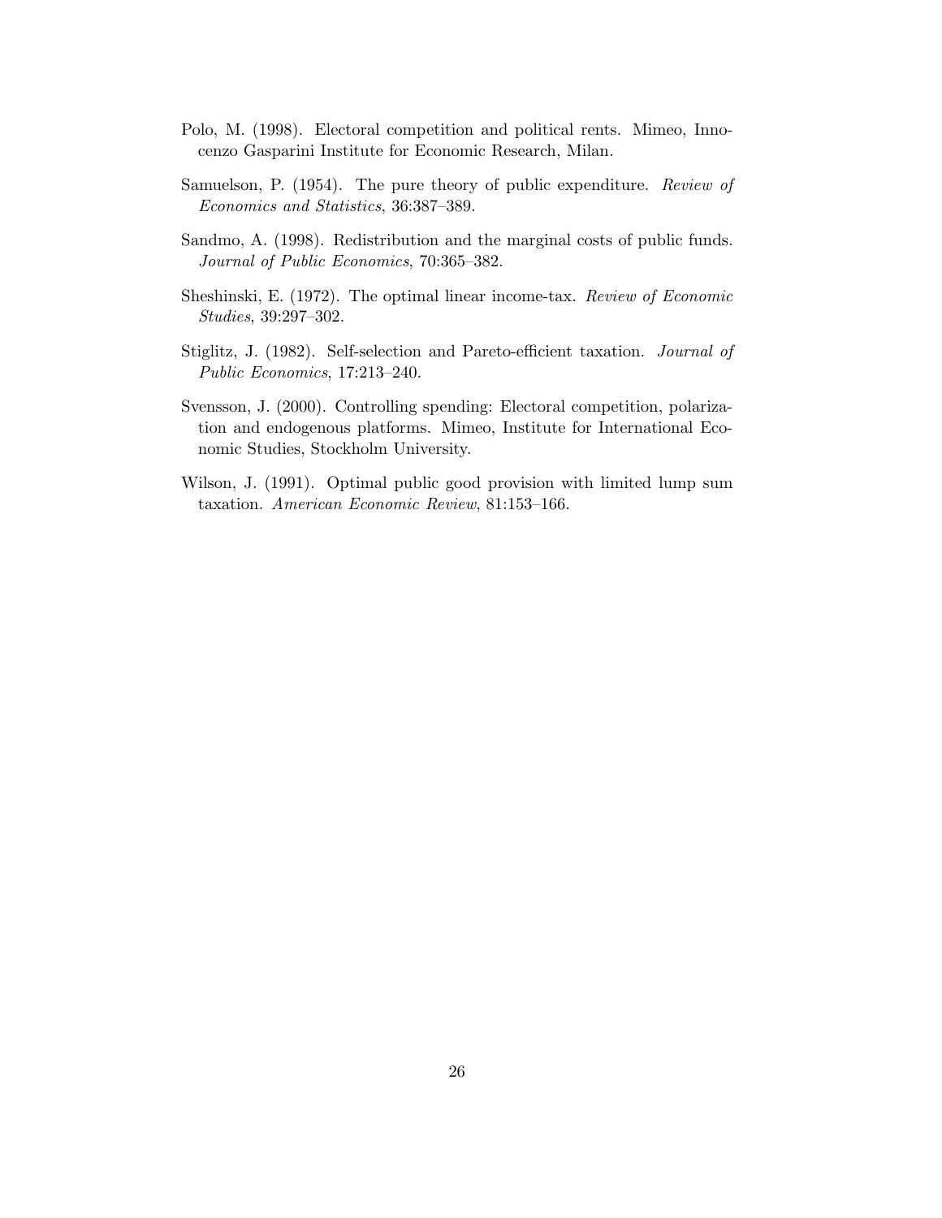Polo, M. (1998). Electoral competition and political rents. Mimeo, Innocenzo Gasparini Institute for Economic Research, Milan.

Samuelson, P. (1954). The pure theory of public expenditure. *Review of Economics and Statistics*, 36:387–389.

Sandmo, A. (1998). Redistribution and the marginal costs of public funds. *Journal of Public Economics*, 70:365–382.

Sheshinski, E. (1972). The optimal linear income-tax. *Review of Economic Studies*, 39:297–302.

Stiglitz, J. (1982). Self-selection and Pareto-efficient taxation. *Journal of Public Economics*, 17:213–240.

Svensson, J. (2000). Controlling spending: Electoral competition, polarization and endogenous platforms. Mimeo, Institute for International Economic Studies, Stockholm University.

Wilson, J. (1991). Optimal public good provision with limited lump sum taxation. *American Economic Review*, 81:153–166.